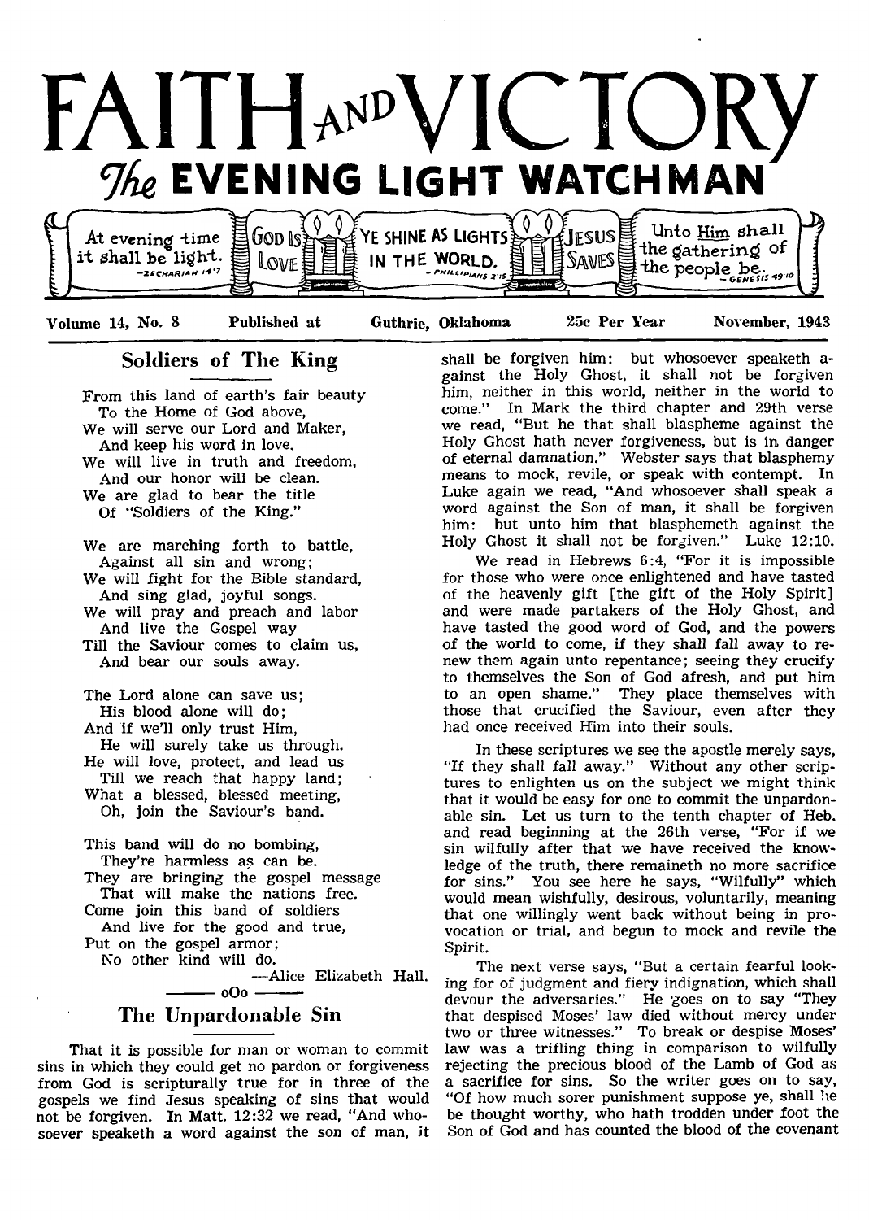# FAITH AND VICTORY

## The EVENING LIGHT WATCHMAN

At evening time it shall be light. —Zechariah 14:7 | God Is Love | Ye shine as lights in the world. —Philippians 2:15 | Jesus Saves | Unto Him shall the gathering of the people be. —Genesis 49:10

Volume 14, No. 8 Published at Guthrie, Oklahoma 25c Per Year November, 1943

## Soldiers of The King

From this land of earth's fair beauty
To the Home of God above,
We will serve our Lord and Maker,
And keep his word in love.
We will live in truth and freedom,
And our honor will be clean.
We are glad to bear the title
Of "Soldiers of the King."

We are marching forth to battle,
Against all sin and wrong;
We will fight for the Bible standard,
And sing glad, joyful songs.
We will pray and preach and labor
And live the Gospel way
Till the Saviour comes to claim us,
And bear our souls away.

The Lord alone can save us;
His blood alone will do;
And if we'll only trust Him,
He will surely take us through.
He will love, protect, and lead us
Till we reach that happy land;
What a blessed, blessed meeting,
Oh, join the Saviour's band.

This band will do no bombing,
They're harmless as can be.
They are bringing the gospel message
That will make the nations free.
Come join this band of soldiers
And live for the good and true,
Put on the gospel armor;
No other kind will do.

—Alice Elizabeth Hall.

oOo

## The Unpardonable Sin

That it is possible for man or woman to commit sins in which they could get no pardon or forgiveness from God is scripturally true for in three of the gospels we find Jesus speaking of sins that would not be forgiven. In Matt. 12:32 we read, "And whosoever speaketh a word against the son of man, it shall be forgiven him: but whosoever speaketh against the Holy Ghost, it shall not be forgiven him, neither in this world, neither in the world to come." In Mark the third chapter and 29th verse we read, "But he that shall blaspheme against the Holy Ghost hath never forgiveness, but is in danger of eternal damnation." Webster says that blasphemy means to mock, revile, or speak with contempt. In Luke again we read, "And whosoever shall speak a word against the Son of man, it shall be forgiven him: but unto him that blasphemeth against the Holy Ghost it shall not be forgiven." Luke 12:10.

We read in Hebrews 6:4, "For it is impossible for those who were once enlightened and have tasted of the heavenly gift [the gift of the Holy Spirit] and were made partakers of the Holy Ghost, and have tasted the good word of God, and the powers of the world to come, if they shall fall away to renew them again unto repentance; seeing they crucify to themselves the Son of God afresh, and put him to an open shame." They place themselves with those that crucified the Saviour, even after they had once received Him into their souls.

In these scriptures we see the apostle merely says, "If they shall fall away." Without any other scriptures to enlighten us on the subject we might think that it would be easy for one to commit the unpardonable sin. Let us turn to the tenth chapter of Heb. and read beginning at the 26th verse, "For if we sin wilfully after that we have received the knowledge of the truth, there remaineth no more sacrifice for sins." You see here he says, "Wilfully" which would mean wishfully, desirous, voluntarily, meaning that one willingly went back without being in provocation or trial, and begun to mock and revile the Spirit.

The next verse says, "But a certain fearful looking for of judgment and fiery indignation, which shall devour the adversaries." He goes on to say "They that despised Moses' law died without mercy under two or three witnesses." To break or despise Moses' law was a trifling thing in comparison to wilfully rejecting the precious blood of the Lamb of God as a sacrifice for sins. So the writer goes on to say, "Of how much sorer punishment suppose ye, shall he be thought worthy, who hath trodden under foot the Son of God and has counted the blood of the covenant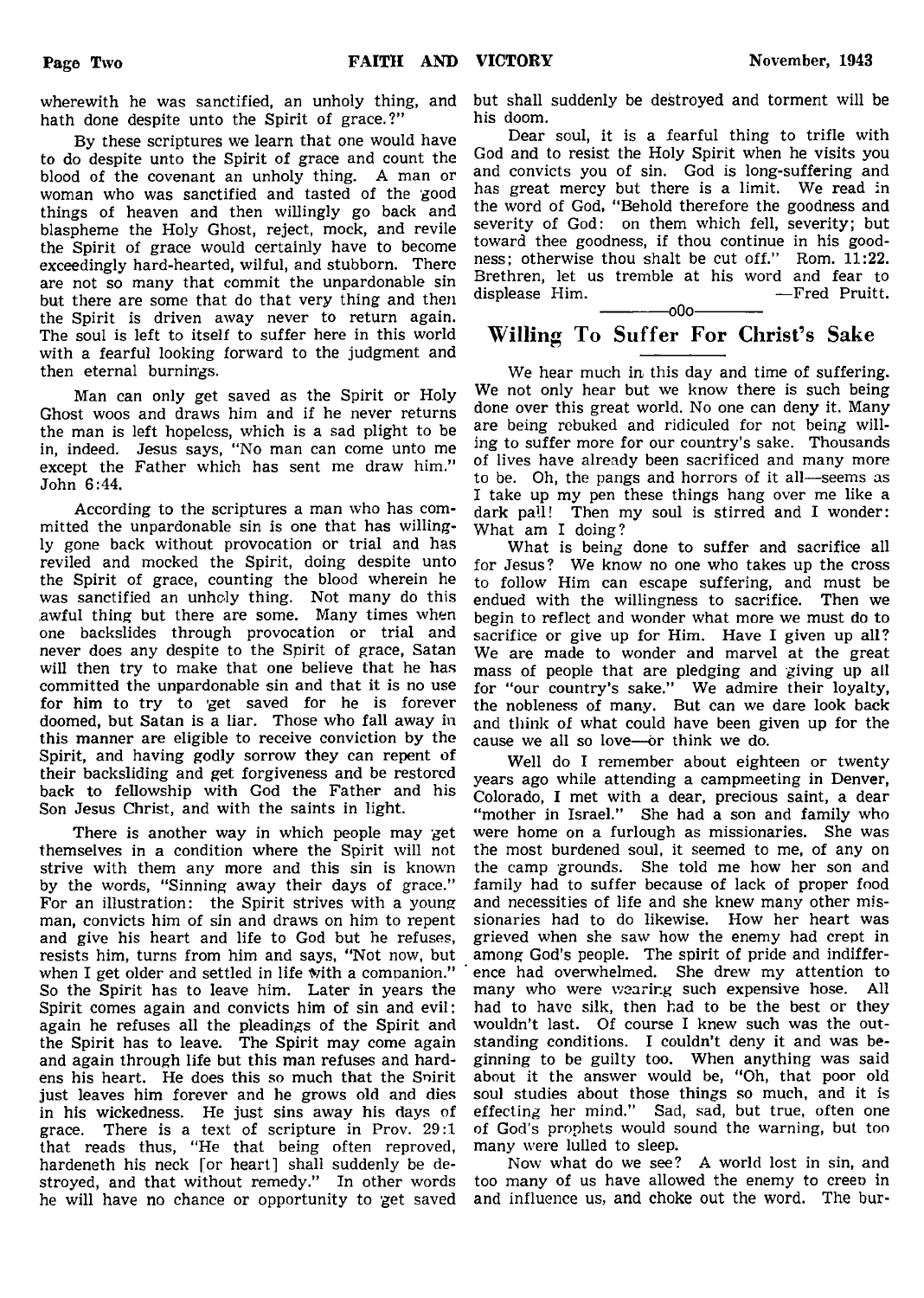wherewith he was sanctified, an unholy thing, and hath done despite unto the Spirit of grace.?"

By these scriptures we learn that one would have to do despite unto the Spirit of grace and count the blood of the covenant an unholy thing. A man or woman who was sanctified and tasted of the good things of heaven and then willingly go back and blaspheme the Holy Ghost, reject, mock, and revile the Spirit of grace would certainly have to become exceedingly hard-hearted, wilful, and stubborn. There are not so many that commit the unpardonable sin but there are some that do that very thing and then the Spirit is driven away never to return again. The soul is left to itself to suffer here in this world with a fearful looking forward to the judgment and then eternal burnings.

Man can only get saved as the Spirit or Holy Ghost woos and draws him and if he never returns the man is left hopeless, which is a sad plight to be in, indeed. Jesus says, "No man can come unto me except the Father which has sent me draw him." John 6:44.

According to the scriptures a man who has committed the unpardonable sin is one that has willingly gone back without provocation or trial and has reviled and mocked the Spirit, doing despite unto the Spirit of grace, counting the blood wherein he was sanctified an unholy thing. Not many do this awful thing but there are some. Many times when one backslides through provocation or trial and never does any despite to the Spirit of grace, Satan will then try to make that one believe that he has committed the unpardonable sin and that it is no use for him to try to get saved for he is forever doomed, but Satan is a liar. Those who fall away in this manner are eligible to receive conviction by the Spirit, and having godly sorrow they can repent of their backsliding and get forgiveness and be restored back to fellowship with God the Father and his Son Jesus Christ, and with the saints in light.

There is another way in which people may get themselves in a condition where the Spirit will not strive with them any more and this sin is known by the words, "Sinning away their days of grace." For an illustration: the Spirit strives with a young man, convicts him of sin and draws on him to repent and give his heart and life to God but he refuses, resists him, turns from him and says, "Not now, but when I get older and settled in life with a companion." So the Spirit has to leave him. Later in years the Spirit comes again and convicts him of sin and evil; again he refuses all the pleadings of the Spirit and the Spirit has to leave. The Spirit may come again and again through life but this man refuses and hardens his heart. He does this so much that the Spirit just leaves him forever and he grows old and dies in his wickedness. He just sins away his days of grace. There is a text of scripture in Prov. 29:1 that reads thus, "He that being often reproved, hardeneth his neck [or heart] shall suddenly be destroyed, and that without remedy." In other words he will have no chance or opportunity to get saved but shall suddenly be destroyed and torment will be his doom.

Dear soul, it is a fearful thing to trifle with God and to resist the Holy Spirit when he visits you and convicts you of sin. God is long-suffering and has great mercy but there is a limit. We read in the word of God, "Behold therefore the goodness and severity of God: on them which fell, severity; but toward thee goodness, if thou continue in his goodness; otherwise thou shalt be cut off." Rom. 11:22. Brethren, let us tremble at his word and fear to displease Him. —Fred Pruitt.

———o0o———

## Willing To Suffer For Christ's Sake

We hear much in this day and time of suffering. We not only hear but we know there is such being done over this great world. No one can deny it. Many are being rebuked and ridiculed for not being willing to suffer more for our country's sake. Thousands of lives have already been sacrificed and many more to be. Oh, the pangs and horrors of it all—seems as I take up my pen these things hang over me like a dark pall! Then my soul is stirred and I wonder: What am I doing?

What is being done to suffer and sacrifice all for Jesus? We know no one who takes up the cross to follow Him can escape suffering, and must be endued with the willingness to sacrifice. Then we begin to reflect and wonder what more we must do to sacrifice or give up for Him. Have I given up all? We are made to wonder and marvel at the great mass of people that are pledging and giving up all for "our country's sake." We admire their loyalty, the nobleness of many. But can we dare look back and think of what could have been given up for the cause we all so love—or think we do.

Well do I remember about eighteen or twenty years ago while attending a campmeeting in Denver, Colorado, I met with a dear, precious saint, a dear "mother in Israel." She had a son and family who were home on a furlough as missionaries. She was the most burdened soul, it seemed to me, of any on the camp grounds. She told me how her son and family had to suffer because of lack of proper food and necessities of life and she knew many other missionaries had to do likewise. How her heart was grieved when she saw how the enemy had crept in among God's people. The spirit of pride and indifference had overwhelmed. She drew my attention to many who were wearing such expensive hose. All had to have silk, then had to be the best or they wouldn't last. Of course I knew such was the outstanding conditions. I couldn't deny it and was beginning to be guilty too. When anything was said about it the answer would be, "Oh, that poor old soul studies about those things so much, and it is effecting her mind." Sad, sad, but true, often one of God's prophets would sound the warning, but too many were lulled to sleep.

Now what do we see? A world lost in sin, and too many of us have allowed the enemy to creep in and influence us, and choke out the word. The bur-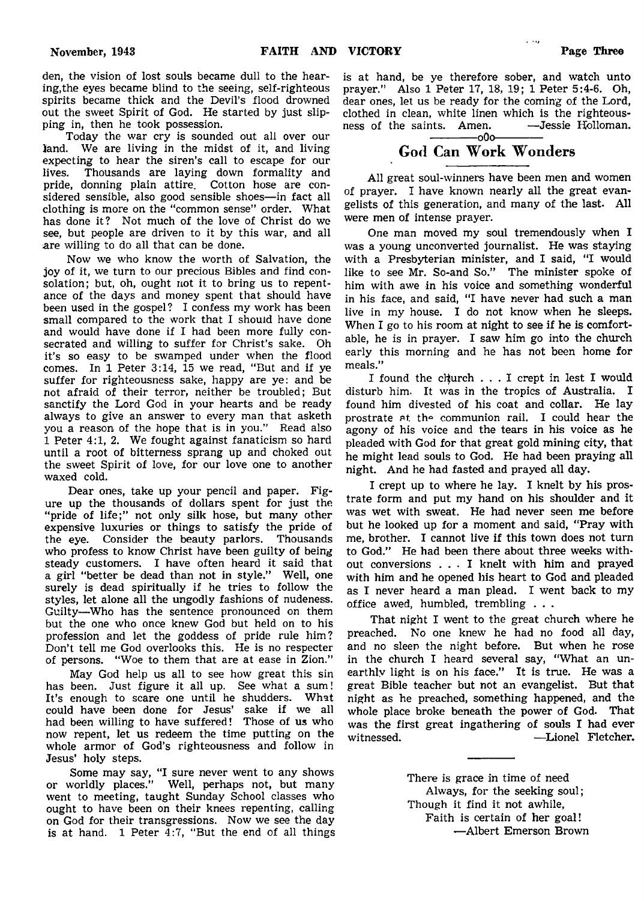den, the vision of lost souls became dull to the hearing,the eyes became blind to the seeing, self-righteous spirits became thick and the Devil's flood drowned out the sweet Spirit of God. He started by just slipping in, then he took possession.

Today the war cry is sounded out all over our land. We are living in the midst of it, and living expecting to hear the siren's call to escape for our lives. Thousands are laying down formality and pride, donning plain attire. Cotton hose are considered sensible, also good sensible shoes—in fact all clothing is more on the "common sense" order. What has done it? Not much of the love of Christ do we see, but people are driven to it by this war, and all are willing to do all that can be done.

Now we who know the worth of Salvation, the joy of it, we turn to our precious Bibles and find consolation; but, oh, ought not it to bring us to repentance of the days and money spent that should have been used in the gospel? I confess my work has been small compared to the work that I should have done and would have done if I had been more fully consecrated and willing to suffer for Christ's sake. Oh it's so easy to be swamped under when the flood comes. In 1 Peter 3:14, 15 we read, "But and if ye suffer for righteousness sake, happy are ye: and be not afraid of their terror, neither be troubled; But sanctify the Lord God in your hearts and be ready always to give an answer to every man that asketh you a reason of the hope that is in you." Read also 1 Peter 4:1, 2. We fought against fanaticism so hard until a root of bitterness sprang up and choked out the sweet Spirit of love, for our love one to another waxed cold.

Dear ones, take up your pencil and paper. Figure up the thousands of dollars spent for just the "pride of life;" not only silk hose, but many other expensive luxuries or things to satisfy the pride of the eye. Consider the beauty parlors. Thousands who profess to know Christ have been guilty of being steady customers. I have often heard it said that a girl "better be dead than not in style." Well, one surely is dead spiritually if he tries to follow the styles, let alone all the ungodly fashions of nudeness. Guilty—Who has the sentence pronounced on them but the one who once knew God but held on to his profession and let the goddess of pride rule him? Don't tell me God overlooks this. He is no respecter of persons. "Woe to them that are at ease in Zion."

May God help us all to see how great this sin has been. Just figure it all up. See what a sum! It's enough to scare one until he shudders. What could have been done for Jesus' sake if we all had been willing to have suffered! Those of us who now repent, let us redeem the time putting on the whole armor of God's righteousness and follow in Jesus' holy steps.

Some may say, "I sure never went to any shows or worldly places." Well, perhaps not, but many went to meeting, taught Sunday School classes who ought to have been on their knees repenting, calling on God for their transgressions. Now we see the day is at hand. 1 Peter 4:7, "But the end of all things is at hand, be ye therefore sober, and watch unto prayer." Also 1 Peter 17, 18, 19; 1 Peter 5:4-6. Oh, dear ones, let us be ready for the coming of the Lord, clothed in clean, white linen which is the righteousness of the saints. Amen. —Jessie Holloman.

———o0o———

## God Can Work Wonders

All great soul-winners have been men and women of prayer. I have known nearly all the great evangelists of this generation, and many of the last. All were men of intense prayer.

One man moved my soul tremendously when I was a young unconverted journalist. He was staying with a Presbyterian minister, and I said, "I would like to see Mr. So-and So." The minister spoke of him with awe in his voice and something wonderful in his face, and said, "I have never had such a man live in my house. I do not know when he sleeps. When I go to his room at night to see if he is comfortable, he is in prayer. I saw him go into the church early this morning and he has not been home for meals."

I found the church . . . I crept in lest I would disturb him. It was in the tropics of Australia. I found him divested of his coat and collar. He lay prostrate at the communion rail. I could hear the agony of his voice and the tears in his voice as he pleaded with God for that great gold mining city, that he might lead souls to God. He had been praying all night. And he had fasted and prayed all day.

I crept up to where he lay. I knelt by his prostrate form and put my hand on his shoulder and it was wet with sweat. He had never seen me before but he looked up for a moment and said, "Pray with me, brother. I cannot live if this town does not turn to God." He had been there about three weeks without conversions . . . I knelt with him and prayed with him and he opened his heart to God and pleaded as I never heard a man plead. I went back to my office awed, humbled, trembling . . .

That night I went to the great church where he preached. No one knew he had no food all day, and no sleep the night before. But when he rose in the church I heard several say, "What an unearthly light is on his face." It is true. He was a great Bible teacher but not an evangelist. But that night as he preached, something happened, and the whole place broke beneath the power of God. That was the first great ingathering of souls I had ever witnessed. —Lionel Fletcher.

---

There is grace in time of need
Always, for the seeking soul;
Though it find it not awhile,
Faith is certain of her goal!
—Albert Emerson Brown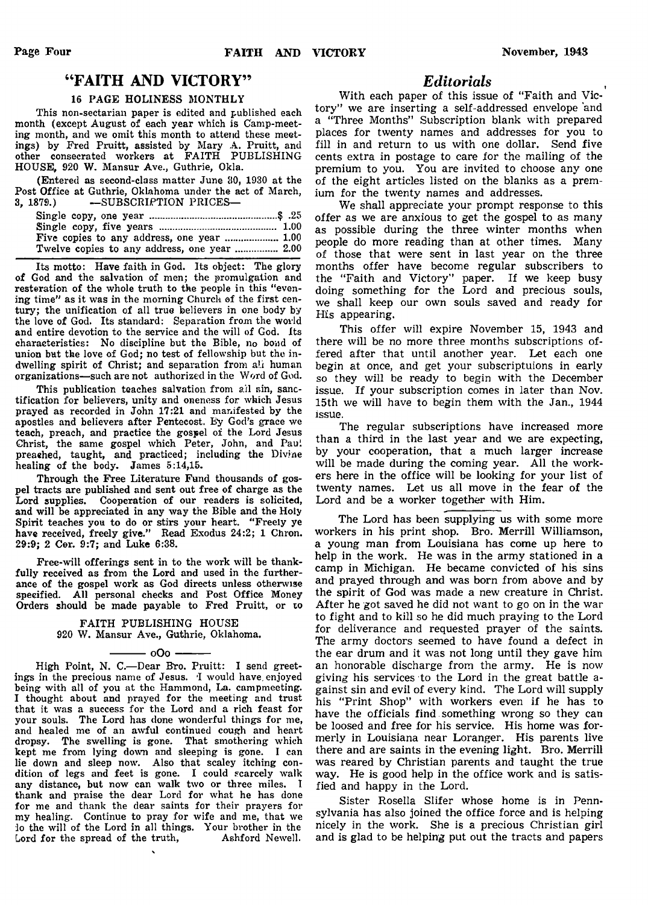# "FAITH AND VICTORY"

### 16 PAGE HOLINESS MONTHLY

This non-sectarian paper is edited and published each month (except August of each year which is Camp-meeting month, and we omit this month to attend these meetings) by Fred Pruitt, assisted by Mary A. Pruitt, and other consecrated workers at FAITH PUBLISHING HOUSE, 920 W. Mansur Ave., Guthrie, Okla.

(Entered as second-class matter June 30, 1930 at the Post Office at Guthrie, Oklahoma under the act of March, 3, 1879.) —SUBSCRIPTION PRICES—

| | |
|---|---|
| Single copy, one year | $ .25 |
| Single copy, five years | 1.00 |
| Five copies to any address, one year | 1.00 |
| Twelve copies to any address, one year | 2.00 |

Its motto: Have faith in God. Its object: The glory of God and the salvation of men; the promulgation and restoration of the whole truth to the people in this "evening time" as it was in the morning Church of the first century; the unification of all true believers in one body by the love of God. Its standard: Separation from the world and entire devotion to the service and the will of God. Its characteristics: No discipline but the Bible, no bond of union but the love of God; no test of fellowship but the indwelling spirit of Christ; and separation from all human organizations—such are not authorized in the Word of God.

This publication teaches salvation from all sin, sanctification for believers, unity and oneness for which Jesus prayed as recorded in John 17:21 and manifested by the apostles and believers after Pentecost. By God's grace we teach, preach, and practice the gospel of the Lord Jesus Christ, the same gospel which Peter, John, and Paul preached, taught, and practiced; including the Divine healing of the body. James 5:14,15.

Through the Free Literature Fund thousands of gospel tracts are published and sent out free of charge as the Lord supplies. Cooperation of our readers is solicited, and will be appreciated in any way the Bible and the Holy Spirit teaches you to do or stirs your heart. "Freely ye have received, freely give." Read Exodus 24:2; 1 Chron. 29:9; 2 Cor. 9:7; and Luke 6:38.

Free-will offerings sent in to the work will be thankfully received as from the Lord and used in the furtherance of the gospel work as God directs unless otherwise specified. All personal checks and Post Office Money Orders should be made payable to Fred Pruitt, or to

FAITH PUBLISHING HOUSE
920 W. Mansur Ave., Guthrie, Oklahoma.

——— oOo ———

High Point, N. C.—Dear Bro. Pruitt: I send greetings in the precious name of Jesus. I would have enjoyed being with all of you at the Hammond, La. campmeeting. I thought about and prayed for the meeting and trust that it was a success for the Lord and a rich feast for your souls. The Lord has done wonderful things for me, and healed me of an awful continued cough and heart dropsy. The swelling is gone. That smothering which kept me from lying down and sleeping is gone. I can lie down and sleep now. Also that scaley itching condition of legs and feet is gone. I could scarcely walk any distance, but now can walk two or three miles. I thank and praise the dear Lord for what he has done for me and thank the dear saints for their prayers for my healing. Continue to pray for wife and me, that we do the will of the Lord in all things. Your brother in the Lord for the spread of the truth, Ashford Newell.

## *Editorials*

With each paper of this issue of "Faith and Victory" we are inserting a self-addressed envelope and a "Three Months" Subscription blank with prepared places for twenty names and addresses for you to fill in and return to us with one dollar. Send five cents extra in postage to care for the mailing of the premium to you. You are invited to choose any one of the eight articles listed on the blanks as a premium for the twenty names and addresses.

We shall appreciate your prompt response to this offer as we are anxious to get the gospel to as many as possible during the three winter months when people do more reading than at other times. Many of those that were sent in last year on the three months offer have become regular subscribers to the "Faith and Victory" paper. If we keep busy doing something for the Lord and precious souls, we shall keep our own souls saved and ready for His appearing.

This offer will expire November 15, 1943 and there will be no more three months subscriptions offered after that until another year. Let each one begin at once, and get your subscriptuions in early so they will be ready to begin with the December issue. If your subscription comes in later than Nov. 15th we will have to begin them with the Jan., 1944 issue.

The regular subscriptions have increased more than a third in the last year and we are expecting, by your cooperation, that a much larger increase will be made during the coming year. All the workers here in the office will be looking for your list of twenty names. Let us all move in the fear of the Lord and be a worker together with Him.

---

The Lord has been supplying us with some more workers in his print shop. Bro. Merrill Williamson, a young man from Louisiana has come up here to help in the work. He was in the army stationed in a camp in Michigan. He became convicted of his sins and prayed through and was born from above and by the spirit of God was made a new creature in Christ. After he got saved he did not want to go on in the war to fight and to kill so he did much praying to the Lord for deliverance and requested prayer of the saints. The army doctors seemed to have found a defect in the ear drum and it was not long until they gave him an honorable discharge from the army. He is now giving his services to the Lord in the great battle against sin and evil of every kind. The Lord will supply his "Print Shop" with workers even if he has to have the officials find something wrong so they can be loosed and free for his service. His home was formerly in Louisiana near Loranger. His parents live there and are saints in the evening light. Bro. Merrill was reared by Christian parents and taught the true way. He is good help in the office work and is satisfied and happy in the Lord.

Sister Rosella Slifer whose home is in Pennsylvania has also joined the office force and is helping nicely in the work. She is a precious Christian girl and is glad to be helping put out the tracts and papers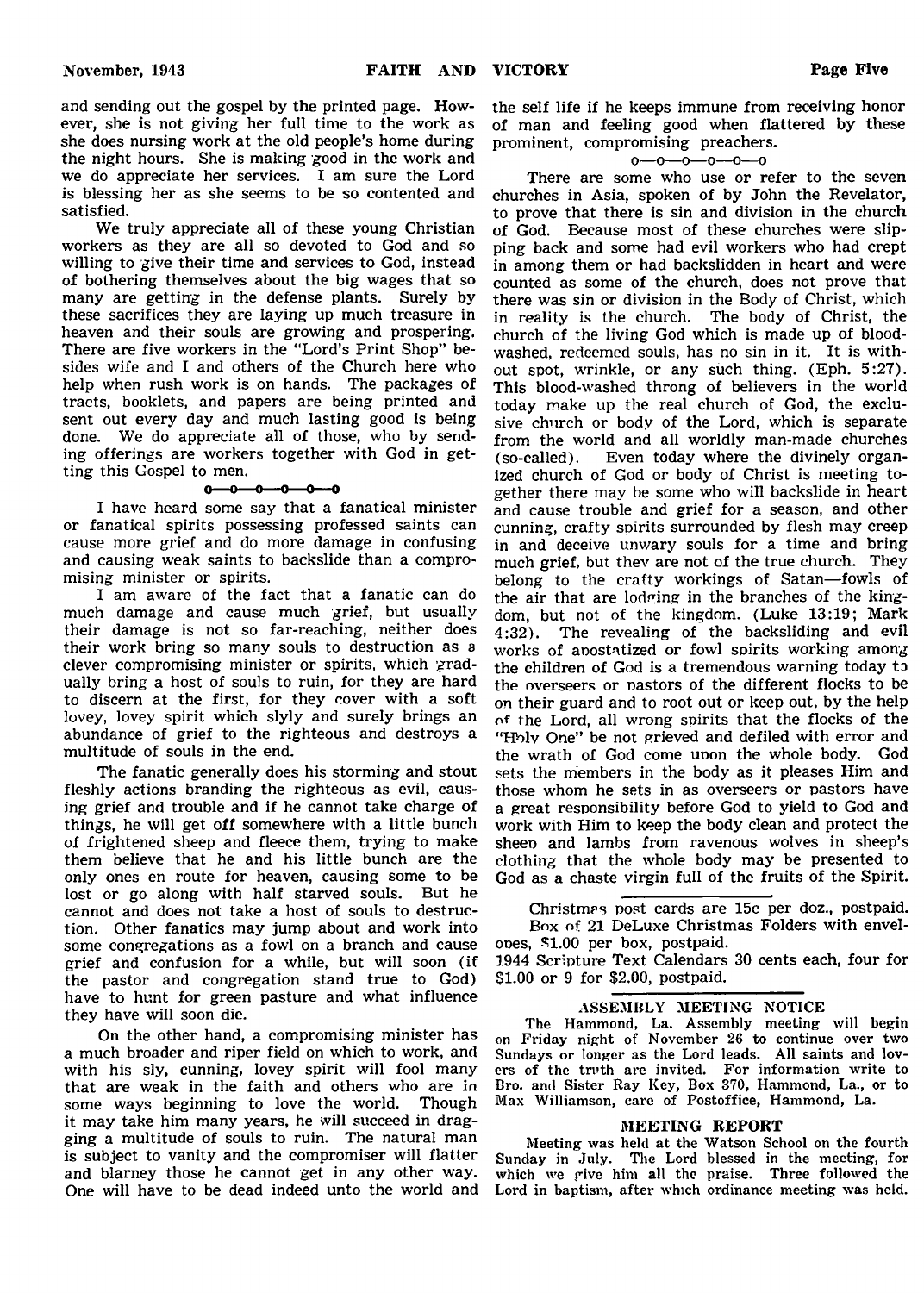and sending out the gospel by the printed page. However, she is not giving her full time to the work as she does nursing work at the old people's home during the night hours. She is making good in the work and we do appreciate her services. I am sure the Lord is blessing her as she seems to be so contented and satisfied.

We truly appreciate all of these young Christian workers as they are all so devoted to God and so willing to give their time and services to God, instead of bothering themselves about the big wages that so many are getting in the defense plants. Surely by these sacrifices they are laying up much treasure in heaven and their souls are growing and prospering. There are five workers in the "Lord's Print Shop" besides wife and I and others of the Church here who help when rush work is on hands. The packages of tracts, booklets, and papers are being printed and sent out every day and much lasting good is being done. We do appreciate all of those, who by sending offerings are workers together with God in getting this Gospel to men.

o—o—o—o—o—o

I have heard some say that a fanatical minister or fanatical spirits possessing professed saints can cause more grief and do more damage in confusing and causing weak saints to backslide than a compromising minister or spirits.

I am aware of the fact that a fanatic can do much damage and cause much grief, but usually their damage is not so far-reaching, neither does their work bring so many souls to destruction as a clever compromising minister or spirits, which gradually bring a host of souls to ruin, for they are hard to discern at the first, for they cover with a soft lovey, lovey spirit which slyly and surely brings an abundance of grief to the righteous and destroys a multitude of souls in the end.

The fanatic generally does his storming and stout fleshly actions branding the righteous as evil, causing grief and trouble and if he cannot take charge of things, he will get off somewhere with a little bunch of frightened sheep and fleece them, trying to make them believe that he and his little bunch are the only ones en route for heaven, causing some to be lost or go along with half starved souls. But he cannot and does not take a host of souls to destruction. Other fanatics may jump about and work into some congregations as a fowl on a branch and cause grief and confusion for a while, but will soon (if the pastor and congregation stand true to God) have to hunt for green pasture and what influence they have will soon die.

On the other hand, a compromising minister has a much broader and riper field on which to work, and with his sly, cunning, lovey spirit will fool many that are weak in the faith and others who are in some ways beginning to love the world. Though it may take him many years, he will succeed in dragging a multitude of souls to ruin. The natural man is subject to vanity and the compromiser will flatter and blarney those he cannot get in any other way. One will have to be dead indeed unto the world and the self life if he keeps immune from receiving honor of man and feeling good when flattered by these prominent, compromising preachers.

o—o—o—o—o—o

There are some who use or refer to the seven churches in Asia, spoken of by John the Revelator, to prove that there is sin and division in the church of God. Because most of these churches were slipping back and some had evil workers who had crept in among them or had backslidden in heart and were counted as some of the church, does not prove that there was sin or division in the Body of Christ, which in reality is the church. The body of Christ, the church of the living God which is made up of blood-washed, redeemed souls, has no sin in it. It is without spot, wrinkle, or any such thing. (Eph. 5:27). This blood-washed throng of believers in the world today make up the real church of God, the exclusive church or body of the Lord, which is separate from the world and all worldly man-made churches (so-called). Even today where the divinely organized church of God or body of Christ is meeting together there may be some who will backslide in heart and cause trouble and grief for a season, and other cunning, crafty spirits surrounded by flesh may creep in and deceive unwary souls for a time and bring much grief, but they are not of the true church. They belong to the crafty workings of Satan—fowls of the air that are lodging in the branches of the kingdom, but not of the kingdom. (Luke 13:19; Mark 4:32). The revealing of the backsliding and evil works of apostatized or fowl spirits working among the children of God is a tremendous warning today to the overseers or pastors of the different flocks to be on their guard and to root out or keep out, by the help of the Lord, all wrong spirits that the flocks of the "Holy One" be not grieved and defiled with error and the wrath of God come upon the whole body. God sets the members in the body as it pleases Him and those whom he sets in as overseers or pastors have a great responsibility before God to yield to God and work with Him to keep the body clean and protect the sheep and lambs from ravenous wolves in sheep's clothing that the whole body may be presented to God as a chaste virgin full of the fruits of the Spirit.

---

Christmas post cards are 15c per doz., postpaid.
Box of 21 DeLuxe Christmas Folders with envelopes, $1.00 per box, postpaid.
1944 Scripture Text Calendars 30 cents each, four for $1.00 or 9 for $2.00, postpaid.

---

## ASSEMBLY MEETING NOTICE

The Hammond, La. Assembly meeting will begin on Friday night of November 26 to continue over two Sundays or longer as the Lord leads. All saints and lovers of the truth are invited. For information write to Bro. and Sister Ray Key, Box 370, Hammond, La., or to Max Williamson, care of Postoffice, Hammond, La.

## MEETING REPORT

Meeting was held at the Watson School on the fourth Sunday in July. The Lord blessed in the meeting, for which we give him all the praise. Three followed the Lord in baptism, after which ordinance meeting was held.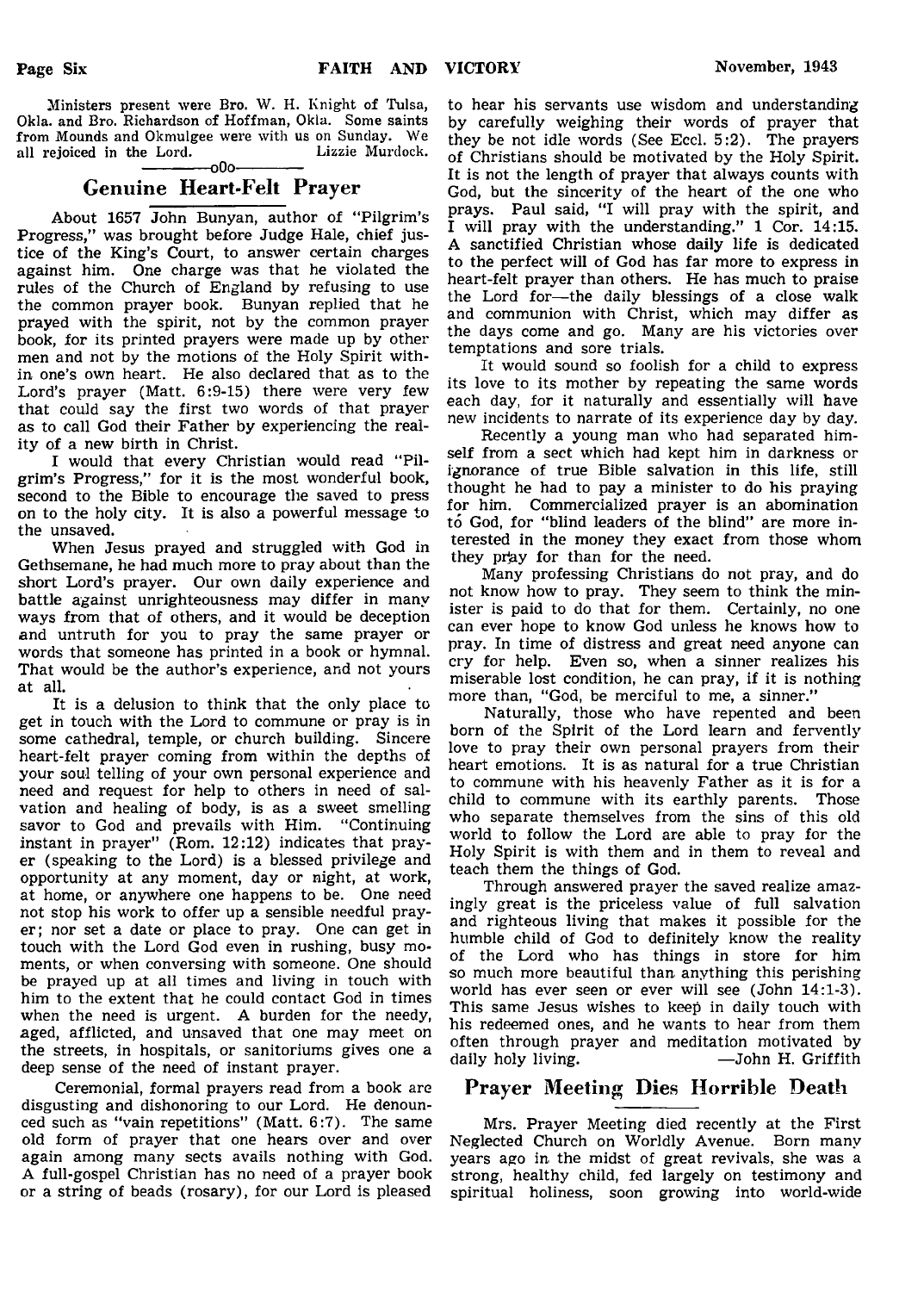Ministers present were Bro. W. H. Knight of Tulsa, Okla. and Bro. Richardson of Hoffman, Okla. Some saints from Mounds and Okmulgee were with us on Sunday. We all rejoiced in the Lord. Lizzie Murdock.

—oOo—

## Genuine Heart-Felt Prayer

About 1657 John Bunyan, author of "Pilgrim's Progress," was brought before Judge Hale, chief justice of the King's Court, to answer certain charges against him. One charge was that he violated the rules of the Church of England by refusing to use the common prayer book. Bunyan replied that he prayed with the spirit, not by the common prayer book, for its printed prayers were made up by other men and not by the motions of the Holy Spirit within one's own heart. He also declared that as to the Lord's prayer (Matt. 6:9-15) there were very few that could say the first two words of that prayer as to call God their Father by experiencing the reality of a new birth in Christ.

I would that every Christian would read "Pilgrim's Progress," for it is the most wonderful book, second to the Bible to encourage the saved to press on to the holy city. It is also a powerful message to the unsaved.

When Jesus prayed and struggled with God in Gethsemane, he had much more to pray about than the short Lord's prayer. Our own daily experience and battle against unrighteousness may differ in many ways from that of others, and it would be deception and untruth for you to pray the same prayer or words that someone has printed in a book or hymnal. That would be the author's experience, and not yours at all.

It is a delusion to think that the only place to get in touch with the Lord to commune or pray is in some cathedral, temple, or church building. Sincere heart-felt prayer coming from within the depths of your soul telling of your own personal experience and need and request for help to others in need of salvation and healing of body, is as a sweet smelling savor to God and prevails with Him. "Continuing instant in prayer" (Rom. 12:12) indicates that prayer (speaking to the Lord) is a blessed privilege and opportunity at any moment, day or night, at work, at home, or anywhere one happens to be. One need not stop his work to offer up a sensible needful prayer; nor set a date or place to pray. One can get in touch with the Lord God even in rushing, busy moments, or when conversing with someone. One should be prayed up at all times and living in touch with him to the extent that he could contact God in times when the need is urgent. A burden for the needy, aged, afflicted, and unsaved that one may meet on the streets, in hospitals, or sanitoriums gives one a deep sense of the need of instant prayer.

Ceremonial, formal prayers read from a book are disgusting and dishonoring to our Lord. He denounced such as "vain repetitions" (Matt. 6:7). The same old form of prayer that one hears over and over again among many sects avails nothing with God. A full-gospel Christian has no need of a prayer book or a string of beads (rosary), for our Lord is pleased to hear his servants use wisdom and understanding by carefully weighing their words of prayer that they be not idle words (See Eccl. 5:2). The prayers of Christians should be motivated by the Holy Spirit. It is not the length of prayer that always counts with God, but the sincerity of the heart of the one who prays. Paul said, "I will pray with the spirit, and I will pray with the understanding." 1 Cor. 14:15. A sanctified Christian whose daily life is dedicated to the perfect will of God has far more to express in heart-felt prayer than others. He has much to praise the Lord for—the daily blessings of a close walk and communion with Christ, which may differ as the days come and go. Many are his victories over temptations and sore trials.

It would sound so foolish for a child to express its love to its mother by repeating the same words each day, for it naturally and essentially will have new incidents to narrate of its experience day by day.

Recently a young man who had separated himself from a sect which had kept him in darkness or ignorance of true Bible salvation in this life, still thought he had to pay a minister to do his praying for him. Commercialized prayer is an abomination to God, for "blind leaders of the blind" are more interested in the money they exact from those whom they pray for than for the need.

Many professing Christians do not pray, and do not know how to pray. They seem to think the minister is paid to do that for them. Certainly, no one can ever hope to know God unless he knows how to pray. In time of distress and great need anyone can cry for help. Even so, when a sinner realizes his miserable lost condition, he can pray, if it is nothing more than, "God, be merciful to me, a sinner."

Naturally, those who have repented and been born of the Spirit of the Lord learn and fervently love to pray their own personal prayers from their heart emotions. It is as natural for a true Christian to commune with his heavenly Father as it is for a child to commune with its earthly parents. Those who separate themselves from the sins of this old world to follow the Lord are able to pray for the Holy Spirit is with them and in them to reveal and teach them the things of God.

Through answered prayer the saved realize amazingly great is the priceless value of full salvation and righteous living that makes it possible for the humble child of God to definitely know the reality of the Lord who has things in store for him so much more beautiful than anything this perishing world has ever seen or ever will see (John 14:1-3). This same Jesus wishes to keep in daily touch with his redeemed ones, and he wants to hear from them often through prayer and meditation motivated by daily holy living. —John H. Griffith

## Prayer Meeting Dies Horrible Death

Mrs. Prayer Meeting died recently at the First Neglected Church on Worldly Avenue. Born many years ago in the midst of great revivals, she was a strong, healthy child, fed largely on testimony and spiritual holiness, soon growing into world-wide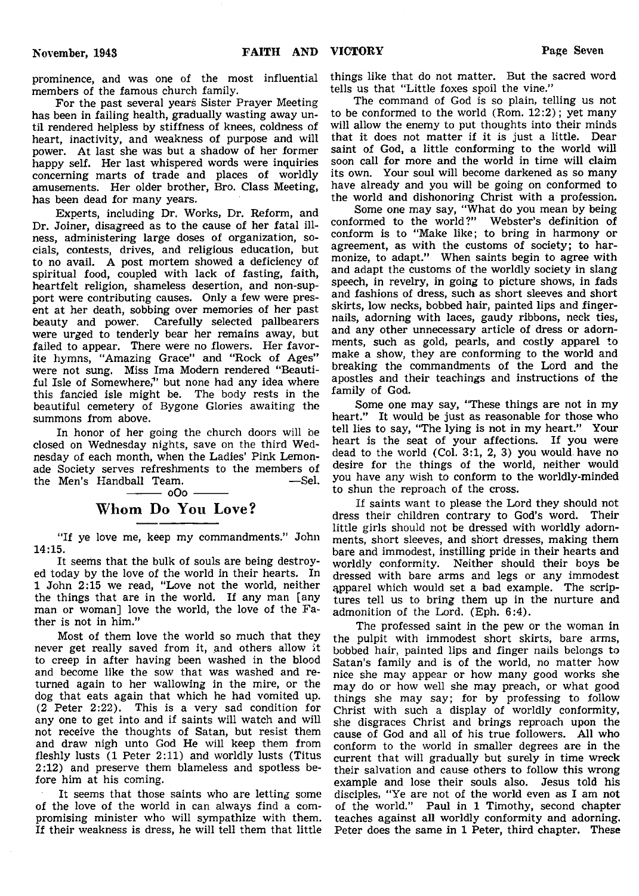prominence, and was one of the most influential members of the famous church family.

For the past several years Sister Prayer Meeting has been in failing health, gradually wasting away until rendered helpless by stiffness of knees, coldness of heart, inactivity, and weakness of purpose and will power. At last she was but a shadow of her former happy self. Her last whispered words were inquiries concerning marts of trade and places of worldly amusements. Her older brother, Bro. Class Meeting, has been dead for many years.

Experts, including Dr. Works, Dr. Reform, and Dr. Joiner, disagreed as to the cause of her fatal illness, administering large doses of organization, socials, contests, drives, and religious education, but to no avail. A post mortem showed a deficiency of spiritual food, coupled with lack of fasting, faith, heartfelt religion, shameless desertion, and non-support were contributing causes. Only a few were present at her death, sobbing over memories of her past beauty and power. Carefully selected pallbearers were urged to tenderly bear her remains away, but failed to appear. There were no flowers. Her favorite hymns, "Amazing Grace" and "Rock of Ages" were not sung. Miss Ima Modern rendered "Beautiful Isle of Somewhere," but none had any idea where this fancied isle might be. The body rests in the beautiful cemetery of Bygone Glories awaiting the summons from above.

In honor of her going the church doors will be closed on Wednesday nights, save on the third Wednesday of each month, when the Ladies' Pink Lemonade Society serves refreshments to the members of the Men's Handball Team. —Sel.

oOo

## Whom Do You Love?

"If ye love me, keep my commandments." John 14:15.

It seems that the bulk of souls are being destroyed today by the love of the world in their hearts. In 1 John 2:15 we read, "Love not the world, neither the things that are in the world. If any man [any man or woman] love the world, the love of the Father is not in him."

Most of them love the world so much that they never get really saved from it, and others allow it to creep in after having been washed in the blood and become like the sow that was washed and returned again to her wallowing in the mire, or the dog that eats again that which he had vomited up. (2 Peter 2:22). This is a very sad condition for any one to get into and if saints will watch and will not receive the thoughts of Satan, but resist them and draw nigh unto God He will keep them from fleshly lusts (1 Peter 2:11) and worldly lusts (Titus 2:12) and preserve them blameless and spotless before him at his coming.

It seems that those saints who are letting some of the love of the world in can always find a compromising minister who will sympathize with them. If their weakness is dress, he will tell them that little things like that do not matter. But the sacred word tells us that "Little foxes spoil the vine."

The command of God is so plain, telling us not to be conformed to the world (Rom. 12:2); yet many will allow the enemy to put thoughts into their minds that it does not matter if it is just a little. Dear saint of God, a little conforming to the world will soon call for more and the world in time will claim its own. Your soul will become darkened as so many have already and you will be going on conformed to the world and dishonoring Christ with a profession.

Some one may say, "What do you mean by being conformed to the world?" Webster's definition of conform is to "Make like; to bring in harmony or agreement, as with the customs of society; to harmonize, to adapt." When saints begin to agree with and adapt the customs of the worldly society in slang speech, in revelry, in going to picture shows, in fads and fashions of dress, such as short sleeves and short skirts, low necks, bobbed hair, painted lips and fingernails, adorning with laces, gaudy ribbons, neck ties, and any other unnecessary article of dress or adornments, such as gold, pearls, and costly apparel to make a show, they are conforming to the world and breaking the commandments of the Lord and the apostles and their teachings and instructions of the family of God.

Some one may say, "These things are not in my heart." It would be just as reasonable for those who tell lies to say, "The lying is not in my heart." Your heart is the seat of your affections. If you were dead to the world (Col. 3:1, 2, 3) you would have no desire for the things of the world, neither would you have any wish to conform to the worldly-minded to shun the reproach of the cross.

If saints want to please the Lord they should not dress their children contrary to God's word. Their little girls should not be dressed with worldly adornments, short sleeves, and short dresses, making them bare and immodest, instilling pride in their hearts and worldly conformity. Neither should their boys be dressed with bare arms and legs or any immodest apparel which would set a bad example. The scriptures tell us to bring them up in the nurture and admonition of the Lord. (Eph. 6:4).

The professed saint in the pew or the woman in the pulpit with immodest short skirts, bare arms, bobbed hair, painted lips and finger nails belongs to Satan's family and is of the world, no matter how nice she may appear or how many good works she may do or how well she may preach, or what good things she may say; for by professing to follow Christ with such a display of worldly conformity, she disgraces Christ and brings reproach upon the cause of God and all of his true followers. All who conform to the world in smaller degrees are in the current that will gradually but surely in time wreck their salvation and cause others to follow this wrong example and lose their souls also. Jesus told his disciples, "Ye are not of the world even as I am not of the world." Paul in 1 Timothy, second chapter teaches against all worldly conformity and adorning. Peter does the same in 1 Peter, third chapter. These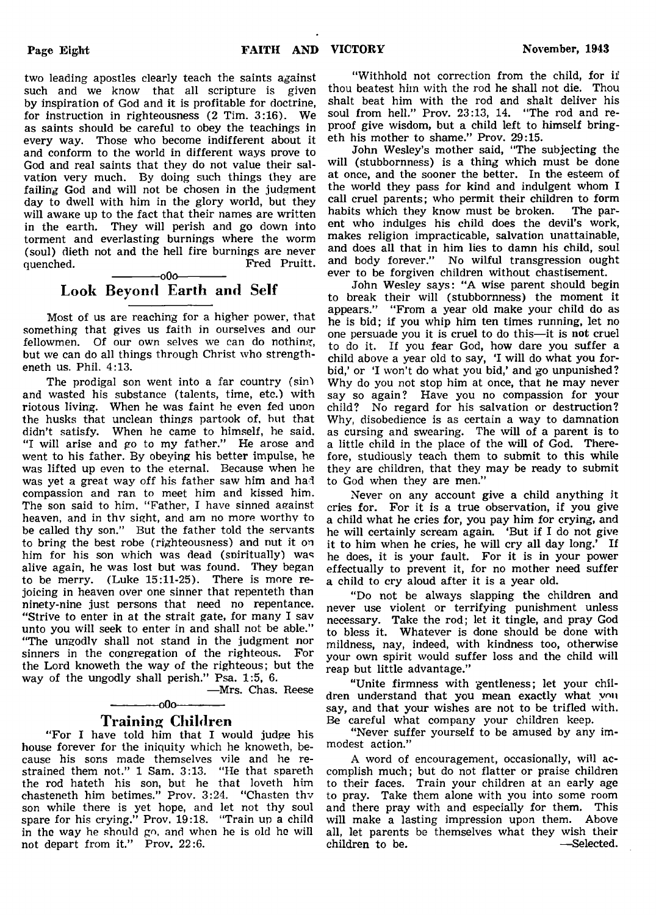two leading apostles clearly teach the saints against such and we know that all scripture is given by inspiration of God and it is profitable for doctrine, for instruction in righteousness (2 Tim. 3:16). We as saints should be careful to obey the teachings in every way. Those who become indifferent about it and conform to the world in different ways prove to God and real saints that they do not value their salvation very much. By doing such things they are failing God and will not be chosen in the judgment day to dwell with him in the glory world, but they will awake up to the fact that their names are written in the earth. They will perish and go down into torment and everlasting burnings where the worm (soul) dieth not and the hell fire burnings are never quenched. Fred Pruitt.

---oOo---

## Look Beyond Earth and Self

Most of us are reaching for a higher power, that something that gives us faith in ourselves and our fellowmen. Of our own selves we can do nothing, but we can do all things through Christ who strengtheneth us. Phil. 4:13.

The prodigal son went into a far country (sin) and wasted his substance (talents, time, etc.) with riotous living. When he was faint he even fed upon the husks that unclean things partook of, but that didn't satisfy. When he came to himself, he said, "I will arise and go to my father." He arose and went to his father. By obeying his better impulse, he was lifted up even to the eternal. Because when he was yet a great way off his father saw him and had compassion and ran to meet him and kissed him. The son said to him, "Father, I have sinned against heaven, and in thy sight, and am no more worthy to be called thy son." But the father told the servants to bring the best robe (righteousness) and put it on him for his son which was dead (spiritually) was alive again, he was lost but was found. They began to be merry. (Luke 15:11-25). There is more rejoicing in heaven over one sinner that repenteth than ninety-nine just persons that need no repentance. "Strive to enter in at the strait gate, for many I say unto you will seek to enter in and shall not be able." "The ungodly shall not stand in the judgment nor sinners in the congregation of the righteous. For the Lord knoweth the way of the righteous; but the way of the ungodly shall perish." Psa. 1:5, 6.

—Mrs. Chas. Reese

---oOo---

## Training Children

"For I have told him that I would judge his house forever for the iniquity which he knoweth, because his sons made themselves vile and he restrained them not." 1 Sam. 3:13. "He that spareth the rod hateth his son, but he that loveth him chasteneth him betimes." Prov. 3:24. "Chasten thy son while there is yet hope, and let not thy soul spare for his crying." Prov. 19:18. "Train up a child in the way he should go, and when he is old he will not depart from it." Prov. 22:6.

"Withhold not correction from the child, for if thou beatest him with the rod he shall not die. Thou shalt beat him with the rod and shalt deliver his soul from hell." Prov. 23:13, 14. "The rod and reproof give wisdom, but a child left to himself bringeth his mother to shame." Prov. 29:15.

John Wesley's mother said, "The subjecting the will (stubbornness) is a thing which must be done at once, and the sooner the better. In the esteem of the world they pass for kind and indulgent whom I call cruel parents; who permit their children to form habits which they know must be broken. The parent who indulges his child does the devil's work, makes religion impracticable, salvation unattainable, and does all that in him lies to damn his child, soul and body forever." No wilful transgression ought ever to be forgiven children without chastisement.

John Wesley says: "A wise parent should begin to break their will (stubbornness) the moment it appears." "From a year old make your child do as he is bid; if you whip him ten times running, let no one persuade you it is cruel to do this—it is not cruel to do it. If you fear God, how dare you suffer a child above a year old to say, 'I will do what you forbid,' or 'I won't do what you bid,' and go unpunished? Why do you not stop him at once, that he may never say so again? Have you no compassion for your child? No regard for his salvation or destruction? Why, disobedience is as certain a way to damnation as cursing and swearing. The will of a parent is to a little child in the place of the will of God. Therefore, studiously teach them to submit to this while they are children, that they may be ready to submit to God when they are men."

Never on any account give a child anything it cries for. For it is a true observation, if you give a child what he cries for, you pay him for crying, and he will certainly scream again. 'But if I do not give it to him when he cries, he will cry all day long.' If he does, it is your fault. For it is in your power effectually to prevent it, for no mother need suffer a child to cry aloud after it is a year old.

"Do not be always slapping the children and never use violent or terrifying punishment unless necessary. Take the rod; let it tingle, and pray God to bless it. Whatever is done should be done with mildness, nay, indeed, with kindness too, otherwise your own spirit would suffer loss and the child will reap but little advantage."

"Unite firmness with gentleness; let your children understand that you mean exactly what you say, and that your wishes are not to be trifled with. Be careful what company your children keep.

"Never suffer yourself to be amused by any immodest action."

A word of encouragement, occasionally, will accomplish much; but do not flatter or praise children to their faces. Train your children at an early age to pray. Take them alone with you into some room and there pray with and especially for them. This will make a lasting impression upon them. Above all, let parents be themselves what they wish their children to be. —Selected.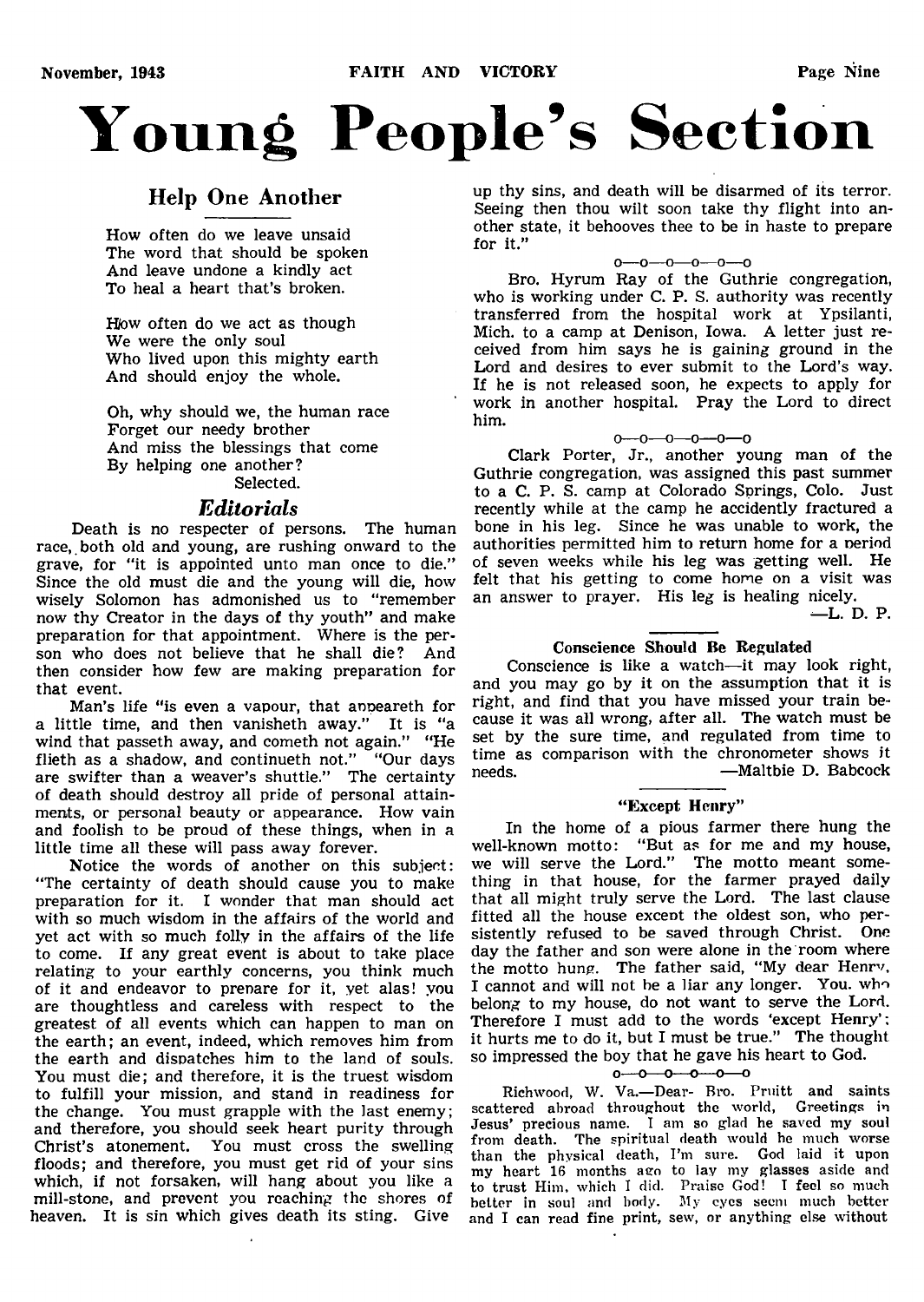# Young People's Section

## Help One Another

How often do we leave unsaid
The word that should be spoken
And leave undone a kindly act
To heal a heart that's broken.

How often do we act as though
We were the only soul
Who lived upon this mighty earth
And should enjoy the whole.

Oh, why should we, the human race
Forget our needy brother
And miss the blessings that come
By helping one another?

Selected.

## *Editorials*

Death is no respecter of persons. The human race, both old and young, are rushing onward to the grave, for "it is appointed unto man once to die." Since the old must die and the young will die, how wisely Solomon has admonished us to "remember now thy Creator in the days of thy youth" and make preparation for that appointment. Where is the person who does not believe that he shall die? And then consider how few are making preparation for that event.

Man's life "is even a vapour, that appeareth for a little time, and then vanisheth away." It is "a wind that passeth away, and cometh not again." "He flieth as a shadow, and continueth not." "Our days are swifter than a weaver's shuttle." The certainty of death should destroy all pride of personal attainments, or personal beauty or appearance. How vain and foolish to be proud of these things, when in a little time all these will pass away forever.

Notice the words of another on this subject: "The certainty of death should cause you to make preparation for it. I wonder that man should act with so much wisdom in the affairs of the world and yet act with so much folly in the affairs of the life to come. If any great event is about to take place relating to your earthly concerns, you think much of it and endeavor to prepare for it, yet alas! you are thoughtless and careless with respect to the greatest of all events which can happen to man on the earth; an event, indeed, which removes him from the earth and dispatches him to the land of souls. You must die; and therefore, it is the truest wisdom to fulfill your mission, and stand in readiness for the change. You must grapple with the last enemy; and therefore, you should seek heart purity through Christ's atonement. You must cross the swelling floods; and therefore, you must get rid of your sins which, if not forsaken, will hang about you like a mill-stone, and prevent you reaching the shores of heaven. It is sin which gives death its sting. Give up thy sins, and death will be disarmed of its terror. Seeing then thou wilt soon take thy flight into another state, it behooves thee to be in haste to prepare for it."

o—o—o—o—o—o

Bro. Hyrum Ray of the Guthrie congregation, who is working under C. P. S. authority was recently transferred from the hospital work at Ypsilanti, Mich. to a camp at Denison, Iowa. A letter just received from him says he is gaining ground in the Lord and desires to ever submit to the Lord's way. If he is not released soon, he expects to apply for work in another hospital. Pray the Lord to direct him.

o—o—o—o—o—o

Clark Porter, Jr., another young man of the Guthrie congregation, was assigned this past summer to a C. P. S. camp at Colorado Springs, Colo. Just recently while at the camp he accidently fractured a bone in his leg. Since he was unable to work, the authorities permitted him to return home for a period of seven weeks while his leg was getting well. He felt that his getting to come home on a visit was an answer to prayer. His leg is healing nicely.

—L. D. P.

### Conscience Should Be Regulated

Conscience is like a watch—it may look right, and you may go by it on the assumption that it is right, and find that you have missed your train because it was all wrong, after all. The watch must be set by the sure time, and regulated from time to time as comparison with the chronometer shows it needs. —Maltbie D. Babcock

### "Except Henry"

In the home of a pious farmer there hung the well-known motto: "But as for me and my house, we will serve the Lord." The motto meant something in that house, for the farmer prayed daily that all might truly serve the Lord. The last clause fitted all the house except the oldest son, who persistently refused to be saved through Christ. One day the father and son were alone in the room where the motto hung. The father said, "My dear Henry, I cannot and will not be a liar any longer. You, who belong to my house, do not want to serve the Lord. Therefore I must add to the words 'except Henry'; it hurts me to do it, but I must be true." The thought so impressed the boy that he gave his heart to God.

o—o—o—o—o—o

Richwood, W. Va.—Dear Bro. Pruitt and saints scattered abroad throughout the world, Greetings in Jesus' precious name. I am so glad he saved my soul from death. The spiritual death would be much worse than the physical death, I'm sure. God laid it upon my heart 16 months ago to lay my glasses aside and to trust Him, which I did. Praise God! I feel so much better in soul and body. My eyes seem much better and I can read fine print, sew, or anything else without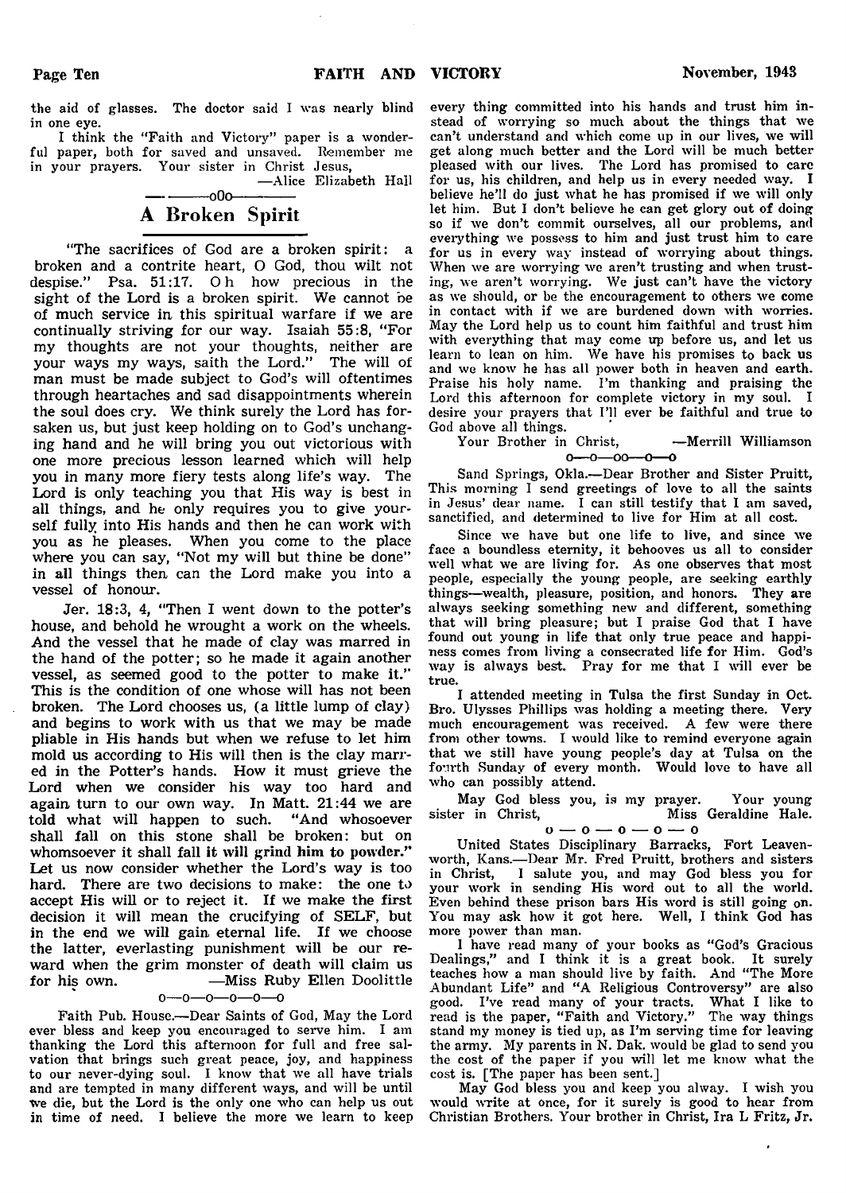the aid of glasses. The doctor said I was nearly blind in one eye.

I think the "Faith and Victory" paper is a wonderful paper, both for saved and unsaved. Remember me in your prayers. Your sister in Christ Jesus,

—Alice Elizabeth Hall

—oOo—

## A Broken Spirit

"The sacrifices of God are a broken spirit: a broken and a contrite heart, O God, thou wilt not despise." Psa. 51:17. Oh how precious in the sight of the Lord is a broken spirit. We cannot be of much service in this spiritual warfare if we are continually striving for our way. Isaiah 55:8, "For my thoughts are not your thoughts, neither are your ways my ways, saith the Lord." The will of man must be made subject to God's will oftentimes through heartaches and sad disappointments wherein the soul does cry. We think surely the Lord has forsaken us, but just keep holding on to God's unchanging hand and he will bring you out victorious with one more precious lesson learned which will help you in many more fiery tests along life's way. The Lord is only teaching you that His way is best in all things, and he only requires you to give yourself fully into His hands and then he can work with you as he pleases. When you come to the place where you can say, "Not my will but thine be done" in all things then can the Lord make you into a vessel of honour.

Jer. 18:3, 4, "Then I went down to the potter's house, and behold he wrought a work on the wheels. And the vessel that he made of clay was marred in the hand of the potter; so he made it again another vessel, as seemed good to the potter to make it." This is the condition of one whose will has not been broken. The Lord chooses us, (a little lump of clay) and begins to work with us that we may be made pliable in His hands but when we refuse to let him mold us according to His will then is the clay marred in the Potter's hands. How it must grieve the Lord when we consider his way too hard and again turn to our own way. In Matt. 21:44 we are told what will happen to such. "And whosoever shall fall on this stone shall be broken: but on whomsoever it shall fall it will grind him to powder." Let us now consider whether the Lord's way is too hard. There are two decisions to make: the one to accept His will or to reject it. If we make the first decision it will mean the crucifying of SELF, but in the end we will gain eternal life. If we choose the latter, everlasting punishment will be our reward when the grim monster of death will claim us for his own.

—Miss Ruby Ellen Doolittle

o—o—o—o—o—o

Faith Pub. House.—Dear Saints of God, May the Lord ever bless and keep you encouraged to serve him. I am thanking the Lord this afternoon for full and free salvation that brings such great peace, joy, and happiness to our never-dying soul. I know that we all have trials and are tempted in many different ways, and will be until we die, but the Lord is the only one who can help us out in time of need. I believe the more we learn to keep every thing committed into his hands and trust him instead of worrying so much about the things that we can't understand and which come up in our lives, we will get along much better and the Lord will be much better pleased with our lives. The Lord has promised to care for us, his children, and help us in every needed way. I believe he'll do just what he has promised if we will only let him. But I don't believe he can get glory out of doing so if we don't commit ourselves, all our problems, and everything we possess to him and just trust him to care for us in every way instead of worrying about things. When we are worrying we aren't trusting and when trusting, we aren't worrying. We just can't have the victory as we should, or be the encouragement to others we come in contact with if we are burdened down with worries. May the Lord help us to count him faithful and trust him with everything that may come up before us, and let us learn to lean on him. We have his promises to back us and we know he has all power both in heaven and earth. Praise his holy name. I'm thanking and praising the Lord this afternoon for complete victory in my soul. I desire your prayers that I'll ever be faithful and true to God above all things.

Your Brother in Christ, —Merrill Williamson

o—o—oo—o—o

Sand Springs, Okla.—Dear Brother and Sister Pruitt, This morning I send greetings of love to all the saints in Jesus' dear name. I can still testify that I am saved, sanctified, and determined to live for Him at all cost.

Since we have but one life to live, and since we face a boundless eternity, it behooves us all to consider well what we are living for. As one observes that most people, especially the young people, are seeking earthly things—wealth, pleasure, position, and honors. They are always seeking something new and different, something that will bring pleasure; but I praise God that I have found out young in life that only true peace and happiness comes from living a consecrated life for Him. God's way is always best. Pray for me that I will ever be true.

I attended meeting in Tulsa the first Sunday in Oct. Bro. Ulysses Phillips was holding a meeting there. Very much encouragement was received. A few were there from other towns. I would like to remind everyone again that we still have young people's day at Tulsa on the fourth Sunday of every month. Would love to have all who can possibly attend.

May God bless you, is my prayer. Your young sister in Christ, Miss Geraldine Hale.

o — o — o — o — o

United States Disciplinary Barracks, Fort Leavenworth, Kans.—Dear Mr. Fred Pruitt, brothers and sisters in Christ, I salute you, and may God bless you for your work in sending His word out to all the world. Even behind these prison bars His word is still going on. You may ask how it got here. Well, I think God has more power than man.

I have read many of your books as "God's Gracious Dealings," and I think it is a great book. It surely teaches how a man should live by faith. And "The More Abundant Life" and "A Religious Controversy" are also good. I've read many of your tracts. What I like to read is the paper, "Faith and Victory." The way things stand my money is tied up, as I'm serving time for leaving the army. My parents in N. Dak. would be glad to send you the cost of the paper if you will let me know what the cost is. [The paper has been sent.]

May God bless you and keep you alway. I wish you would write at once, for it surely is good to hear from Christian Brothers. Your brother in Christ, Ira L Fritz, Jr.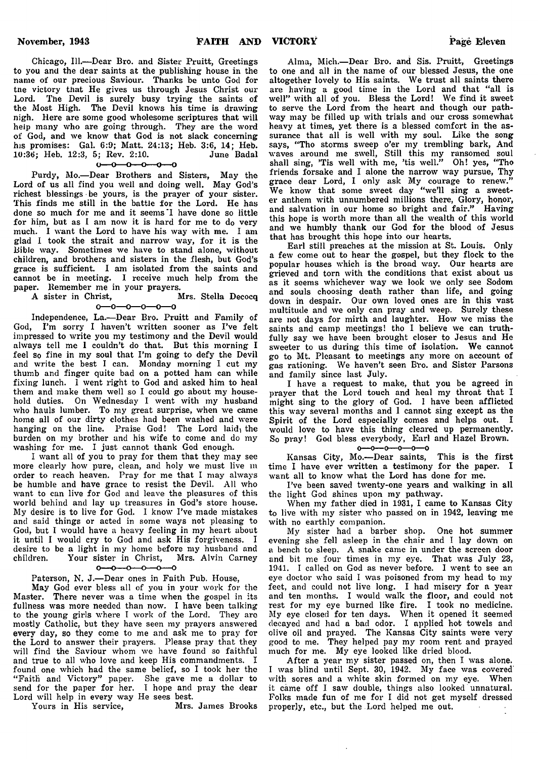Chicago, Ill.—Dear Bro. and Sister Pruitt, Greetings to you and the dear saints at the publishing house in the name of our precious Saviour. Thanks be unto God for the victory that He gives us through Jesus Christ our Lord. The Devil is surely busy trying the saints of the Most High. The Devil knows his time is drawing nigh. Here are some good wholesome scriptures that will help many who are going through. They are the word of God, and we know that God is not slack concerning his promises: Gal. 6:9; Matt. 24:13; Heb. 3:6, 14; Heb. 10:36; Heb. 12:3, 5; Rev. 2:10. June Badal

o—o—o—o—o—o

Purdy, Mo.—Dear Brothers and Sisters, May the Lord of us all find you well and doing well. May God's richest blessings be yours, is the prayer of your sister. This finds me still in the battle for the Lord. He has done so much for me and it seems I have done so little for him, but as I am now it is hard for me to do very much. I want the Lord to have his way with me. I am glad I took the strait and narrow way, for it is the Bible way. Sometimes we have to stand alone, without children, and brothers and sisters in the flesh, but God's grace is sufficient. I am isolated from the saints and cannot be in meeting. I receive much help from the paper. Remember me in your prayers.

A sister in Christ, Mrs. Stella Decocq

o—o—o—o—o—o

Independence, La.—Dear Bro. Pruitt and Family of God, I'm sorry I haven't written sooner as I've felt impressed to write you my testimony and the Devil would always tell me I couldn't do that. But this morning I feel so fine in my soul that I'm going to defy the Devil and write the best I can. Monday morning I cut my thumb and finger quite bad on a potted ham can while fixing lunch. I went right to God and asked him to heal them and make them well so I could go about my household duties. On Wednesday I went with my husband who hauls lumber. To my great surprise, when we came home all of our dirty clothes had been washed and were hanging on the line. Praise God! The Lord laid the burden on my brother and his wife to come and do my washing for me. I just cannot thank God enough.

I want all of you to pray for them that they may see more clearly how pure, clean, and holy we must live in order to reach heaven. Pray for me that I may always be humble and have grace to resist the Devil. All who want to can live for God and leave the pleasures of this world behind and lay up treasures in God's store house. My desire is to live for God. I know I've made mistakes and said things or acted in some ways not pleasing to God, but I would have a heavy feeling in my heart about it until I would cry to God and ask His forgiveness. I desire to be a light in my home before my husband and children. Your sister in Christ, Mrs. Alvin Carney

o—o—o—o—o—o

Paterson, N. J.—Dear ones in Faith Pub. House,

May God ever bless all of you in your work for the Master. There never was a time when the gospel in its fullness was more needed than now. I have been talking to the young girls where I work of the Lord. They are mostly Catholic, but they have seen my prayers answered every day, so they come to me and ask me to pray for the Lord to answer their prayers. Please pray that they will find the Saviour whom we have found so faithful and true to all who love and keep His commandments. I found one which had the same belief, so I took her the "Faith and Victory" paper. She gave me a dollar to send for the paper for her. I hope and pray the dear Lord will help in every way He sees best.

Yours in His service, Mrs. James Brooks

Alma, Mich.—Dear Bro. and Sis. Pruitt, Greetings to one and all in the name of our blessed Jesus, the one altogether lovely to His saints. We trust all saints there are having a good time in the Lord and that "all is well" with all of you. Bless the Lord! We find it sweet to serve the Lord from the heart and though our pathway may be filled up with trials and our cross somewhat heavy at times, yet there is a blessed comfort in the assurance that all is well with my soul. Like the song says, "Tho storms sweep o'er my trembling bark, And waves around me swell, Still this my ransomed soul shall sing, 'Tis well with me, 'tis well." Oh! yes, "Tho friends forsake and I alone the narrow way pursue, Thy grace dear Lord, I only ask My courage to renew." We know that some sweet day "we'll sing a sweeter anthem with unnumbered millions there, Glory, honor, and salvation in our home so bright and fair." Having this hope is worth more than all the wealth of this world and we humbly thank our God for the blood of Jesus that has brought this hope into our hearts.

Earl still preaches at the mission at St. Louis. Only a few come out to hear the gospel, but they flock to the popular houses which is the broad way. Our hearts are grieved and torn with the conditions that exist about us as it seems whichever way we look we only see Sodom and souls choosing death rather than life, and going down in despair. Our own loved ones are in this vast multitude and we only can pray and weep. Surely these are not days for mirth and laughter. How we miss the saints and camp meetings! tho I believe we can truthfully say we have been brought closer to Jesus and He sweeter to us during this time of isolation. We cannot go to Mt. Pleasant to meetings any more on account of gas rationing. We haven't seen Bro. and Sister Parsons and family since last July.

I have a request to make, that you be agreed in prayer that the Lord touch and heal my throat that I might sing to the glory of God. I have been afflicted this way several months and I cannot sing except as the Spirit of the Lord especially comes and helps out. I would love to have this thing cleared up permanently. So pray! God bless everybody, Earl and Hazel Brown.

o—o—o—o—o—o

Kansas City, Mo.—Dear saints, This is the first time I have ever written a testimony for the paper. I want all to know what the Lord has done for me.

I've been saved twenty-one years and walking in all the light God shines upon my pathway.

When my father died in 1931, I came to Kansas City to live with my sister who passed on in 1942, leaving me with no earthly companion.

My sister had a barber shop. One hot summer evening she fell asleep in the chair and I lay down on a bench to sleep. A snake came in under the screen door and bit me four times in my eye. That was July 23, 1941. I called on God as never before. I went to see an eye doctor who said I was poisoned from my head to my feet, and could not live long. I had misery for a year and ten months. I would walk the floor, and could not rest for my eye burned like fire. I took no medicine. My eye closed for ten days. When it opened it seemed decayed and had a bad odor. I applied hot towels and olive oil and prayed. The Kansas City saints were very good to me. They helped pay my room rent and prayed much for me. My eye looked like dried blood.

After a year my sister passed on, then I was alone. I was blind until Sept. 30, 1942. My face was covered with sores and a white skin formed on my eye. When it came off I saw double, things also looked unnatural. Folks made fun of me for I did not get myself dressed properly, etc., but the Lord helped me out.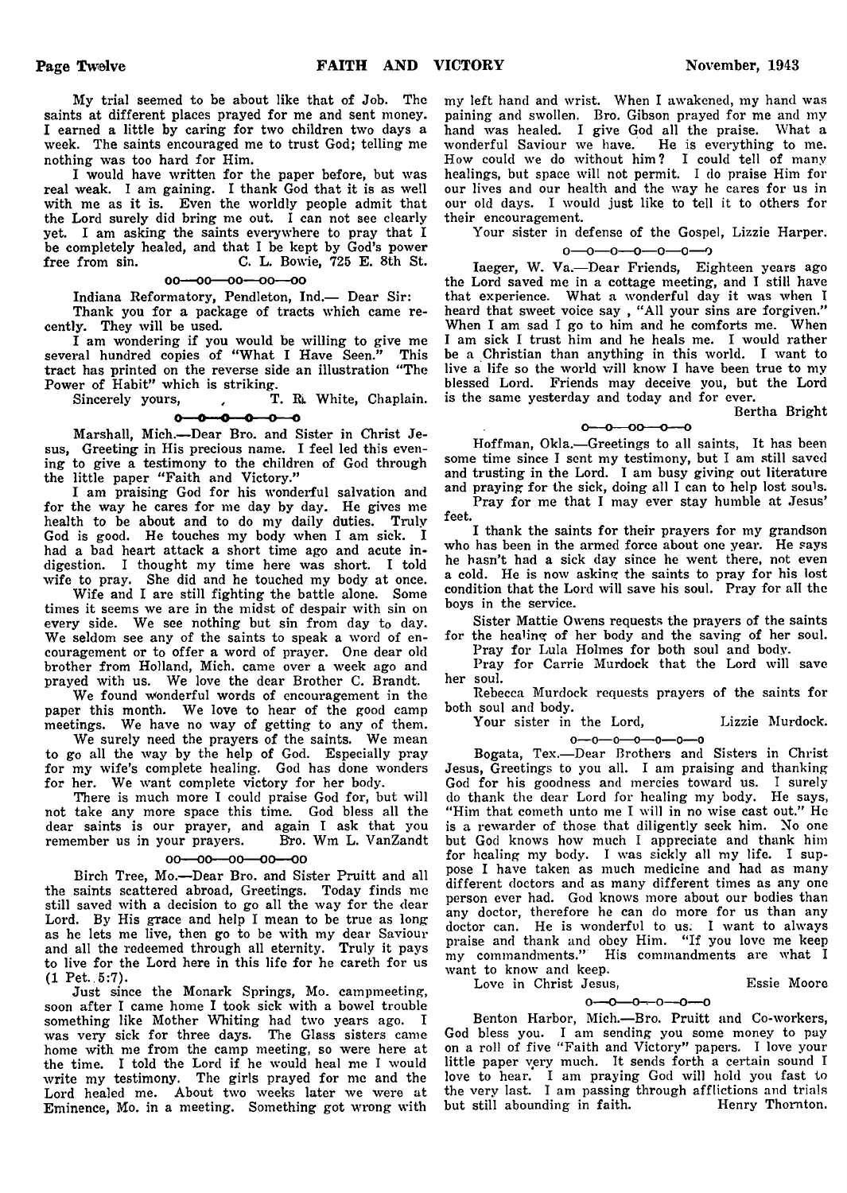My trial seemed to be about like that of Job. The saints at different places prayed for me and sent money. I earned a little by caring for two children two days a week. The saints encouraged me to trust God; telling me nothing was too hard for Him.

I would have written for the paper before, but was real weak. I am gaining. I thank God that it is as well with me as it is. Even the worldly people admit that the Lord surely did bring me out. I can not see clearly yet. I am asking the saints everywhere to pray that I be completely healed, and that I be kept by God's power free from sin. C. L. Bowie, 725 E. 8th St.

oo—oo—oo—oo—oo

Indiana Reformatory, Pendleton, Ind.— Dear Sir:

Thank you for a package of tracts which came recently. They will be used.

I am wondering if you would be willing to give me several hundred copies of "What I Have Seen." This tract has printed on the reverse side an illustration "The Power of Habit" which is striking.

Sincerely yours, T. R. White, Chaplain.

o—o—o—o—o—o

Marshall, Mich.—Dear Bro. and Sister in Christ Jesus, Greeting in His precious name. I feel led this evening to give a testimony to the children of God through the little paper "Faith and Victory."

I am praising God for his wonderful salvation and for the way he cares for me day by day. He gives me health to be about and to do my daily duties. Truly God is good. He touches my body when I am sick. I had a bad heart attack a short time ago and acute indigestion. I thought my time here was short. I told wife to pray. She did and he touched my body at once.

Wife and I are still fighting the battle alone. Some times it seems we are in the midst of despair with sin on every side. We see nothing but sin from day to day. We seldom see any of the saints to speak a word of encouragement or to offer a word of prayer. One dear old brother from Holland, Mich. came over a week ago and prayed with us. We love the dear Brother C. Brandt.

We found wonderful words of encouragement in the paper this month. We love to hear of the good camp meetings. We have no way of getting to any of them.

We surely need the prayers of the saints. We mean to go all the way by the help of God. Especially pray for my wife's complete healing. God has done wonders for her. We want complete victory for her body.

There is much more I could praise God for, but will not take any more space this time. God bless all the dear saints is our prayer, and again I ask that you remember us in your prayers. Bro. Wm L. VanZandt

oo—oo—oo—oo—oo

Birch Tree, Mo.—Dear Bro. and Sister Pruitt and all the saints scattered abroad, Greetings. Today finds me still saved with a decision to go all the way for the dear Lord. By His grace and help I mean to be true as long as he lets me live, then go to be with my dear Saviour and all the redeemed through all eternity. Truly it pays to live for the Lord here in this life for he careth for us (1 Pet. 5:7).

Just since the Monark Springs, Mo. campmeeting, soon after I came home I took sick with a bowel trouble something like Mother Whiting had two years ago. I was very sick for three days. The Glass sisters came home with me from the camp meeting, so were here at the time. I told the Lord if he would heal me I would write my testimony. The girls prayed for me and the Lord healed me. About two weeks later we were at Eminence, Mo. in a meeting. Something got wrong with my left hand and wrist. When I awakened, my hand was paining and swollen. Bro. Gibson prayed for me and my hand was healed. I give God all the praise. What a wonderful Saviour we have. He is everything to me. How could we do without him? I could tell of many healings, but space will not permit. I do praise Him for our lives and our health and the way he cares for us in our old days. I would just like to tell it to others for their encouragement.

Your sister in defense of the Gospel, Lizzie Harper.

o—o—o—o—o—o—o

Iaeger, W. Va.—Dear Friends, Eighteen years ago the Lord saved me in a cottage meeting, and I still have that experience. What a wonderful day it was when I heard that sweet voice say , "All your sins are forgiven." When I am sad I go to him and he comforts me. When I am sick I trust him and he heals me. I would rather be a Christian than anything in this world. I want to live a life so the world will know I have been true to my blessed Lord. Friends may deceive you, but the Lord is the same yesterday and today and for ever.

Bertha Bright

o—o—oo—o—o

Hoffman, Okla.—Greetings to all saints, It has been some time since I sent my testimony, but I am still saved and trusting in the Lord. I am busy giving out literature and praying for the sick, doing all I can to help lost souls.

Pray for me that I may ever stay humble at Jesus' feet.

I thank the saints for their prayers for my grandson who has been in the armed force about one year. He says he hasn't had a sick day since he went there, not even a cold. He is now asking the saints to pray for his lost condition that the Lord will save his soul. Pray for all the boys in the service.

Sister Mattie Owens requests the prayers of the saints for the healing of her body and the saving of her soul.

Pray for Lula Holmes for both soul and body.

Pray for Carrie Murdock that the Lord will save her soul.

Rebecca Murdock requests prayers of the saints for both soul and body.

Your sister in the Lord, Lizzie Murdock.

o—o—o—o—o—o—o

Bogata, Tex.—Dear Brothers and Sisters in Christ Jesus, Greetings to you all. I am praising and thanking God for his goodness and mercies toward us. I surely do thank the dear Lord for healing my body. He says, "Him that cometh unto me I will in no wise cast out." He is a rewarder of those that diligently seek him. No one but God knows how much I appreciate and thank him for healing my body. I was sickly all my life. I suppose I have taken as much medicine and had as many different doctors and as many different times as any one person ever had. God knows more about our bodies than any doctor, therefore he can do more for us than any doctor can. He is wonderful to us. I want to always praise and thank and obey Him. "If you love me keep my commandments." His commandments are what I want to know and keep.

Love in Christ Jesus, Essie Moore

o—o—o—o—o—o

Benton Harbor, Mich.—Bro. Pruitt and Co-workers, God bless you. I am sending you some money to pay on a roll of five "Faith and Victory" papers. I love your little paper very much. It sends forth a certain sound I love to hear. I am praying God will hold you fast to the very last. I am passing through afflictions and trials but still abounding in faith. Henry Thornton.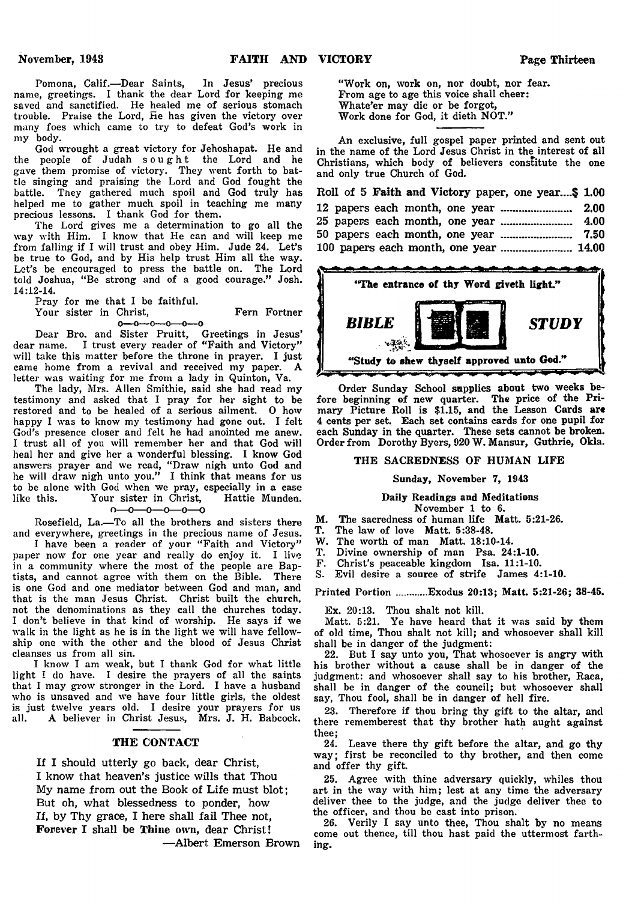Pomona, Calif.—Dear Saints, In Jesus' precious name, greetings. I thank the dear Lord for keeping me saved and sanctified. He healed me of serious stomach trouble. Praise the Lord, He has given the victory over many foes which came to try to defeat God's work in my body.

God wrought a great victory for Jehoshapat. He and the people of Judah sought the Lord and he gave them promise of victory. They went forth to battle singing and praising the Lord and God fought the battle. They gathered much spoil and God truly has helped me to gather much spoil in teaching me many precious lessons. I thank God for them.

The Lord gives me a determination to go all the way with Him. I know that He can and will keep me from falling if I will trust and obey Him. Jude 24. Let's be true to God, and by His help trust Him all the way. Let's be encouraged to press the battle on. The Lord told Joshua, "Be strong and of a good courage." Josh. 14:12-14.

Pray for me that I be faithful.

Your sister in Christ, Fern Fortner

o—o—o—o—o—o

Dear Bro. and Sister Pruitt, Greetings in Jesus' dear name. I trust every reader of "Faith and Victory" will take this matter before the throne in prayer. I just came home from a revival and received my paper. A letter was waiting for me from a lady in Quinton, Va.

The lady, Mrs. Allen Smithie, said she had read my testimony and asked that I pray for her sight to be restored and to be healed of a serious ailment. O how happy I was to know my testimony had gone out. I felt God's presence closer and felt he had anointed me anew. I trust all of you will remember her and that God will heal her and give her a wonderful blessing. I know God answers prayer and we read, "Draw nigh unto God and he will draw nigh unto you." I think that means for us to be alone with God when we pray, especially in a case like this. Your sister in Christ, Hattie Munden.

o—o—o—o—o—o

Rosefield, La.—To all the brothers and sisters there and everywhere, greetings in the precious name of Jesus.

I have been a reader of your "Faith and Victory" paper now for one year and really do enjoy it. I live in a community where the most of the people are Baptists, and cannot agree with them on the Bible. There is one God and one mediator between God and man, and that is the man Jesus Christ. Christ built the church, not the denominations as they call the churches today. I don't believe in that kind of worship. He says if we walk in the light as he is in the light we will have fellowship one with the other and the blood of Jesus Christ cleanses us from all sin.

I know I am weak, but I thank God for what little light I do have. I desire the prayers of all the saints that I may grow stronger in the Lord. I have a husband who is unsaved and we have four little girls, the oldest is just twelve years old. I desire your prayers for us all. A believer in Christ Jesus, Mrs. J. H. Babcock.

## THE CONTACT

If I should utterly go back, dear Christ,
I know that heaven's justice wills that Thou
My name from out the Book of Life must blot;
But oh, what blessedness to ponder, how
If, by Thy grace, I here shall fail Thee not,
**Forever I shall be Thine own, dear Christ!**

—Albert Emerson Brown

"Work on, work on, nor doubt, nor fear.
From age to age this voice shall cheer:
Whate'er may die or be forgot,
Work done for God, it dieth NOT."

An exclusive, full gospel paper printed and sent out in the name of the Lord Jesus Christ in the interest of all Christians, which body of believers constitute the one and only true Church of God.

| | |
|---|---|
| Roll of 5 **Faith and Victory** paper, one year | $ 1.00 |
| 12 papers each month, one year | 2.00 |
| 25 papers each month, one year | 4.00 |
| 50 papers each month, one year | 7.50 |
| 100 papers each month, one year | 14.00 |

**"The entrance of thy Word giveth light."**

***BIBLE STUDY***

**"Study to shew thyself approved unto God."**

Order Sunday School supplies about two weeks before beginning of new quarter. The price of the Primary Picture Roll is $1.15, and the Lesson Cards are 4 cents per set. Each set contains cards for one pupil for each Sunday in the quarter. These sets cannot be broken. Order from Dorothy Byers, 920 W. Mansur, Guthrie, Okla.

## THE SACREDNESS OF HUMAN LIFE

**Sunday, November 7, 1943**

**Daily Readings and Meditations**
November 1 to 6.

- M. The sacredness of human life Matt. 5:21-26.
- T. The law of love Matt. 5:38-48.
- W. The worth of man Matt. 18:10-14.
- T. Divine ownership of man Psa. 24:1-10.
- F. Christ's peaceable kingdom Isa. 11:1-10.
- S. Evil desire a source of strife James 4:1-10.

Printed Portion ............Exodus 20:13; Matt. 5:21-26; 38-45.

Ex. 20:13. Thou shalt not kill.

Matt. 5:21. Ye have heard that it was said by them of old time, Thou shalt not kill; and whosoever shall kill shall be in danger of the judgment:

22. But I say unto you, That whosoever is angry with his brother without a cause shall be in danger of the judgment: and whosoever shall say to his brother, Raca, shall be in danger of the council; but whosoever shall say, Thou fool, shall be in danger of hell fire.

23. Therefore if thou bring thy gift to the altar, and there rememberest that thy brother hath aught against thee;

24. Leave there thy gift before the altar, and go thy way; first be reconciled to thy brother, and then come and offer thy gift.

25. Agree with thine adversary quickly, whiles thou art in the way with him; lest at any time the adversary deliver thee to the judge, and the judge deliver thee to the officer, and thou be cast into prison.

26. Verily I say unto thee, Thou shalt by no means come out thence, till thou hast paid the uttermost farthing.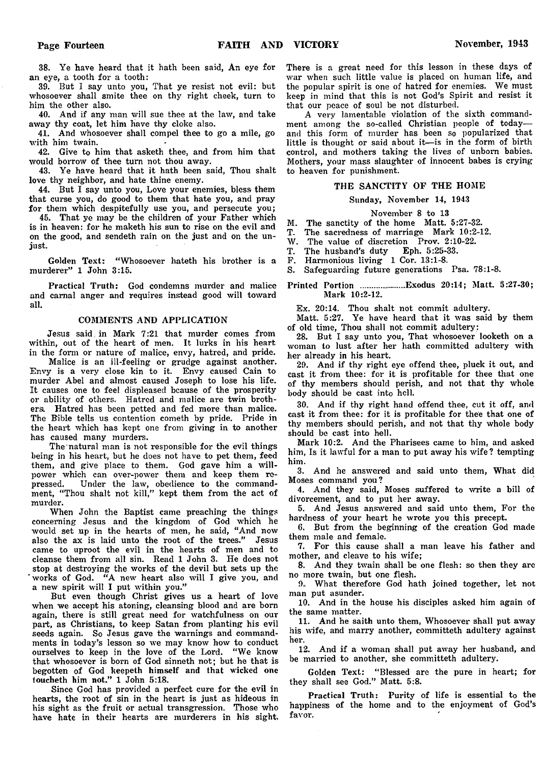38. Ye have heard that it hath been said, An eye for an eye, a tooth for a tooth:

39. But I say unto you, That ye resist not evil: but whosoever shall smite thee on thy right cheek, turn to him the other also.

40. And if any man will sue thee at the law, and take away thy coat, let him have thy cloke also.

41. And whosoever shall compel thee to go a mile, go with him twain.

42. Give to him that asketh thee, and from him that would borrow of thee turn not thou away.

43. Ye have heard that it hath been said, Thou shalt love thy neighbor, and hate thine enemy.

44. But I say unto you, Love your enemies, bless them that curse you, do good to them that hate you, and pray for them which despitefully use you, and persecute you;

45. That ye may be the children of your Father which is in heaven: for he maketh his sun to rise on the evil and on the good, and sendeth rain on the just and on the unjust.

Golden Text: "Whosoever hateth his brother is a murderer" 1 John 3:15.

Practical Truth: God condemns murder and malice and carnal anger and requires instead good will toward all.

## COMMENTS AND APPLICATION

Jesus said in Mark 7:21 that murder comes from within, out of the heart of men. It lurks in his heart in the form or nature of malice, envy, hatred, and pride.

Malice is an ill-feeling or grudge against another. Envy is a very close kin to it. Envy caused Cain to murder Abel and almost caused Joseph to lose his life. It causes one to feel displeased bcause of the prosperity or ability of others. Hatred and malice are twin brothers. Hatred has been petted and fed more than malice. The Bible tells us contention cometh by pride. Pride in the heart which has kept one from giving in to another has caused many murders.

The natural man is not responsible for the evil things being in his heart, but he does not have to pet them, feed them, and give place to them. God gave him a will-power which can over-power them and keep them repressed. Under the law, obedience to the commandment, "Thou shalt not kill," kept them from the act of murder.

When John the Baptist came preaching the things concerning Jesus and the kingdom of God which he would set up in the hearts of men, he said, "And now also the ax is laid unto the root of the trees." Jesus came to uproot the evil in the hearts of men and to cleanse them from all sin. Read 1 John 3. He does not stop at destroying the works of the devil but sets up the works of God. "A new heart also will I give you, and a new spirit will I put within you."

But even though Christ gives us a heart of love when we accept his atoning, cleansing blood and are born again, there is still great need for watchfulness on our part, as Christians, to keep Satan from planting his evil seeds again. So Jesus gave the warnings and commandments in today's lesson so we may know how to conduct ourselves to keep in the love of the Lord. "We know that whosoever is born of God sinneth not; but he that is begotten of God keepeth himself and that wicked one toucheth him not." 1 John 5:18.

Since God has provided a perfect cure for the evil in hearts, the root of sin in the heart is just as hideous in his sight as the fruit or actual transgression. Those who have hate in their hearts are murderers in his sight. There is a great need for this lesson in these days of war when such little value is placed on human life, and the popular spirit is one of hatred for enemies. We must keep in mind that this is not God's Spirit and resist it that our peace of soul be not disturbed.

A very lamentable violation of the sixth commandment among the so-called Christian people of today—and this form of murder has been so popularized that little is thought or said about it—is in the form of birth control, and mothers taking the lives of unborn babies. Mothers, your mass slaughter of innocent babes is crying to heaven for punishment.

## THE SANCTITY OF THE HOME

Sunday, November 14, 1943

November 8 to 13

M. The sanctity of the home Matt. 5:27-32.
T. The sacredness of marriage Mark 10:2-12.
W. The value of discretion Prov. 2:10-22.
T. The husband's duty Eph. 5:25-33.
F. Harmonious living 1 Cor. 13:1-8.
S. Safeguarding future generations Psa. 78:1-8.

Printed Portion ....................Exodus 20:14; Matt. 5:27-30; Mark 10:2-12.

Ex. 20:14. Thou shalt not commit adultery.

Matt. 5:27. Ye have heard that it was said by them of old time, Thou shall not commit adultery:

28. But I say unto you, That whosoever looketh on a woman to lust after her hath committed adultery with her already in his heart.

29. And if thy right eye offend thee, pluck it out, and cast it from thee: for it is profitable for thee that one of thy members should perish, and not that thy whole body should be cast into hell.

30. And if thy right hand offend thee, cut it off, and cast it from thee: for it is profitable for thee that one of thy members should perish, and not that thy whole body should be cast into hell.

Mark 10:2. And the Pharisees came to him, and asked him, Is it lawful for a man to put away his wife? tempting him.

3. And he answered and said unto them, What did Moses command you?

4. And they said, Moses suffered to write a bill of divorcement, and to put her away.

5. And Jesus answered and said unto them, For the hardness of your heart he wrote you this precept.

6. But from the beginning of the creation God made them male and female.

7. For this cause shall a man leave his father and mother, and cleave to his wife;

8. And they twain shall be one flesh: so then they are no more twain, but one flesh.

9. What therefore God hath joined together, let not man put asunder.

10. And in the house his disciples asked him again of the same matter.

11. And he saith unto them, Whosoever shall put away his wife, and marry another, committeth adultery against her.

12. And if a woman shall put away her husband, and be married to another, she committeth adultery.

Golden Text: "Blessed are the pure in heart; for they shall see God." Matt. 5:8.

Practical Truth: Purity of life is essential to the happiness of the home and to the enjoyment of God's favor.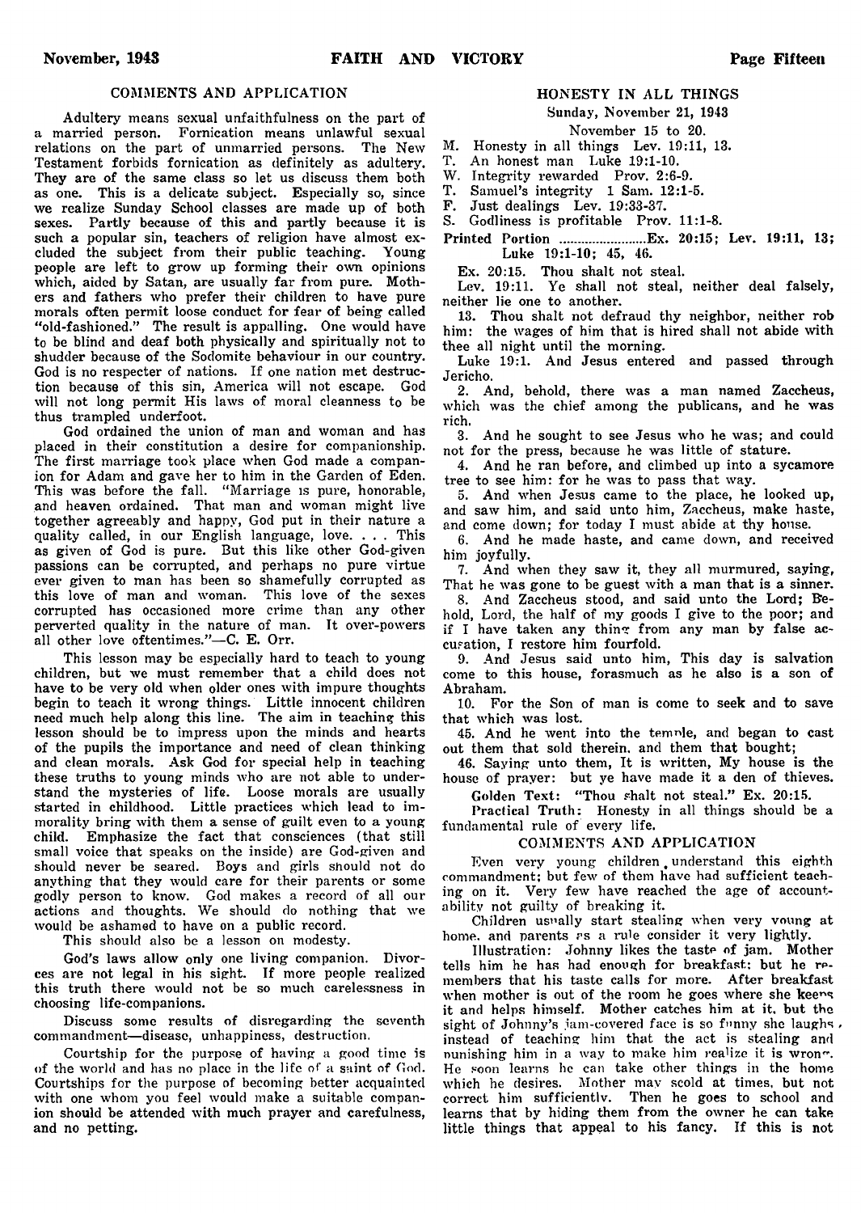## COMMENTS AND APPLICATION

Adultery means sexual unfaithfulness on the part of a married person. Fornication means unlawful sexual relations on the part of unmarried persons. The New Testament forbids fornication as definitely as adultery. They are of the same class so let us discuss them both as one. This is a delicate subject. Especially so, since we realize Sunday School classes are made up of both sexes. Partly because of this and partly because it is such a popular sin, teachers of religion have almost excluded the subject from their public teaching. Young people are left to grow up forming their own opinions which, aided by Satan, are usually far from pure. Mothers and fathers who prefer their children to have pure morals often permit loose conduct for fear of being called "old-fashioned." The result is appalling. One would have to be blind and deaf both physically and spiritually not to shudder because of the Sodomite behaviour in our country. God is no respecter of nations. If one nation met destruction because of this sin, America will not escape. God will not long permit His laws of moral cleanness to be thus trampled underfoot.

God ordained the union of man and woman and has placed in their constitution a desire for companionship. The first marriage took place when God made a companion for Adam and gave her to him in the Garden of Eden. This was before the fall. "Marriage is pure, honorable, and heaven ordained. That man and woman might live together agreeably and happy, God put in their nature a quality called, in our English language, love. . . . This as given of God is pure. But this like other God-given passions can be corrupted, and perhaps no pure virtue ever given to man has been so shamefully corrupted as this love of man and woman. This love of the sexes corrupted has occasioned more crime than any other perverted quality in the nature of man. It over-powers all other love oftentimes."—C. E. Orr.

This lesson may be especially hard to teach to young children, but we must remember that a child does not have to be very old when older ones with impure thoughts begin to teach it wrong things. Little innocent children need much help along this line. The aim in teaching this lesson should be to impress upon the minds and hearts of the pupils the importance and need of clean thinking and clean morals. Ask God for special help in teaching these truths to young minds who are not able to understand the mysteries of life. Loose morals are usually started in childhood. Little practices which lead to immorality bring with them a sense of guilt even to a young child. Emphasize the fact that consciences (that still small voice that speaks on the inside) are God-given and should never be seared. Boys and girls should not do anything that they would care for their parents or some godly person to know. God makes a record of all our actions and thoughts. We should do nothing that we would be ashamed to have on a public record.

This should also be a lesson on modesty.

God's laws allow only one living companion. Divorces are not legal in his sight. If more people realized this truth there would not be so much carelessness in choosing life-companions.

Discuss some results of disregarding the seventh commandment—disease, unhappiness, destruction.

Courtship for the purpose of having a good time is of the world and has no place in the life of a saint of God. Courtships for the purpose of becoming better acquainted with one whom you feel would make a suitable companion should be attended with much prayer and carefulness, and no petting.

## HONESTY IN ALL THINGS

Sunday, November 21, 1943

November 15 to 20.

M. Honesty in all things Lev. 19:11, 13.
T. An honest man Luke 19:1-10.
W. Integrity rewarded Prov. 2:6-9.
T. Samuel's integrity 1 Sam. 12:1-5.
F. Just dealings Lev. 19:33-37.
S. Godliness is profitable Prov. 11:1-8.

**Printed Portion** ........................Ex. 20:15; Lev. 19:11, 13; Luke 19:1-10; 45, 46.

Ex. 20:15. Thou shalt not steal.

Lev. 19:11. Ye shall not steal, neither deal falsely, neither lie one to another.

13. Thou shalt not defraud thy neighbor, neither rob him: the wages of him that is hired shall not abide with thee all night until the morning.

Luke 19:1. And Jesus entered and passed through Jericho.

2. And, behold, there was a man named Zaccheus, which was the chief among the publicans, and he was rich.

3. And he sought to see Jesus who he was; and could not for the press, because he was little of stature.

4. And he ran before, and climbed up into a sycamore tree to see him: for he was to pass that way.

5. And when Jesus came to the place, he looked up, and saw him, and said unto him, Zaccheus, make haste, and come down; for today I must abide at thy house.

6. And he made haste, and came down, and received him joyfully.

7. And when they saw it, they all murmured, saying, That he was gone to be guest with a man that is a sinner.

8. And Zaccheus stood, and said unto the Lord; Behold, Lord, the half of my goods I give to the poor; and if I have taken any thing from any man by false accusation, I restore him fourfold.

9. And Jesus said unto him, This day is salvation come to this house, forasmuch as he also is a son of Abraham.

10. For the Son of man is come to seek and to save that which was lost.

45. And he went into the temple, and began to cast out them that sold therein, and them that bought;

46. Saying unto them, It is written, My house is the house of prayer: but ye have made it a den of thieves.

**Golden Text:** "Thou shalt not steal." Ex. 20:15.

**Practical Truth:** Honesty in all things should be a fundamental rule of every life.

## COMMENTS AND APPLICATION

Even very young children understand this eighth commandment; but few of them have had sufficient teaching on it. Very few have reached the age of accountability not guilty of breaking it.

Children usually start stealing when very young at home, and parents as a rule consider it very lightly.

Illustration: Johnny likes the taste of jam. Mother tells him he has had enough for breakfast; but he remembers that his taste calls for more. After breakfast when mother is out of the room he goes where she keeps it and helps himself. Mother catches him at it, but the sight of Johnny's jam-covered face is so funny she laughs, instead of teaching him that the act is stealing and punishing him in a way to make him realize it is wrong. He soon learns he can take other things in the home which he desires. Mother may scold at times, but not correct him sufficiently. Then he goes to school and learns that by hiding them from the owner he can take little things that appeal to his fancy. If this is not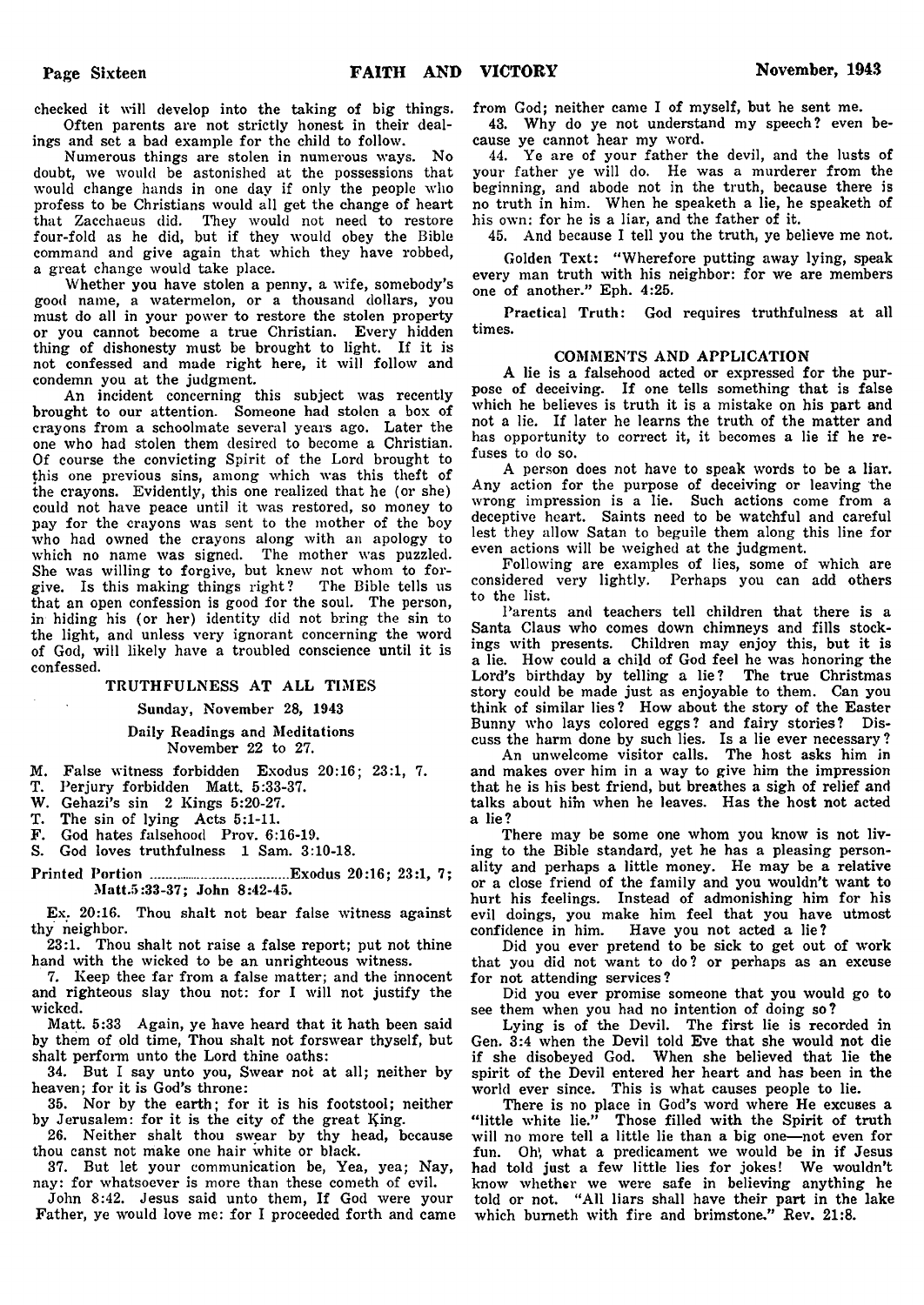checked it will develop into the taking of big things.

Often parents are not strictly honest in their dealings and set a bad example for the child to follow.

Numerous things are stolen in numerous ways. No doubt, we would be astonished at the possessions that would change hands in one day if only the people who profess to be Christians would all get the change of heart that Zacchaeus did. They would not need to restore four-fold as he did, but if they would obey the Bible command and give again that which they have robbed, a great change would take place.

Whether you have stolen a penny, a wife, somebody's good name, a watermelon, or a thousand dollars, you must do all in your power to restore the stolen property or you cannot become a true Christian. Every hidden thing of dishonesty must be brought to light. If it is not confessed and made right here, it will follow and condemn you at the judgment.

An incident concerning this subject was recently brought to our attention. Someone had stolen a box of crayons from a schoolmate several years ago. Later the one who had stolen them desired to become a Christian. Of course the convicting Spirit of the Lord brought to this one previous sins, among which was this theft of the crayons. Evidently, this one realized that he (or she) could not have peace until it was restored, so money to pay for the crayons was sent to the mother of the boy who had owned the crayons along with an apology to which no name was signed. The mother was puzzled. She was willing to forgive, but knew not whom to forgive. Is this making things right? The Bible tells us that an open confession is good for the soul. The person, in hiding his (or her) identity did not bring the sin to the light, and unless very ignorant concerning the word of God, will likely have a troubled conscience until it is confessed.

## TRUTHFULNESS AT ALL TIMES

### Sunday, November 28, 1943

#### Daily Readings and Meditations
November 22 to 27.

M. False witness forbidden Exodus 20:16; 23:1, 7.
T. Perjury forbidden Matt. 5:33-37.
W. Gehazi's sin 2 Kings 5:20-27.
T. The sin of lying Acts 5:1-11.
F. God hates falsehood Prov. 6:16-19.
S. God loves truthfulness 1 Sam. 3:10-18.

Printed Portion ..................................Exodus 20:16; 23:1, 7; Matt.5:33-37; John 8:42-45.

Ex. 20:16. Thou shalt not bear false witness against thy neighbor.

23:1. Thou shalt not raise a false report; put not thine hand with the wicked to be an unrighteous witness.

7. Keep thee far from a false matter; and the innocent and righteous slay thou not: for I will not justify the wicked.

Matt. 5:33 Again, ye have heard that it hath been said by them of old time, Thou shalt not forswear thyself, but shalt perform unto the Lord thine oaths:

34. But I say unto you, Swear not at all; neither by heaven; for it is God's throne:

35. Nor by the earth; for it is his footstool; neither by Jerusalem: for it is the city of the great King.

26. Neither shalt thou swear by thy head, because thou canst not make one hair white or black.

37. But let your communication be, Yea, yea; Nay, nay: for whatsoever is more than these cometh of evil.

John 8:42. Jesus said unto them, If God were your Father, ye would love me: for I proceeded forth and came from God; neither came I of myself, but he sent me.

43. Why do ye not understand my speech? even because ye cannot hear my word.

44. Ye are of your father the devil, and the lusts of your father ye will do. He was a murderer from the beginning, and abode not in the truth, because there is no truth in him. When he speaketh a lie, he speaketh of his own: for he is a liar, and the father of it.

45. And because I tell you the truth, ye believe me not.

Golden Text: "Wherefore putting away lying, speak every man truth with his neighbor: for we are members one of another." Eph. 4:25.

Practical Truth: God requires truthfulness at all times.

### COMMENTS AND APPLICATION

A lie is a falsehood acted or expressed for the purpose of deceiving. If one tells something that is false which he believes is truth it is a mistake on his part and not a lie. If later he learns the truth of the matter and has opportunity to correct it, it becomes a lie if he refuses to do so.

A person does not have to speak words to be a liar. Any action for the purpose of deceiving or leaving the wrong impression is a lie. Such actions come from a deceptive heart. Saints need to be watchful and careful lest they allow Satan to beguile them along this line for even actions will be weighed at the judgment.

Following are examples of lies, some of which are considered very lightly. Perhaps you can add others to the list.

Parents and teachers tell children that there is a Santa Claus who comes down chimneys and fills stockings with presents. Children may enjoy this, but it is a lie. How could a child of God feel he was honoring the Lord's birthday by telling a lie? The true Christmas story could be made just as enjoyable to them. Can you think of similar lies? How about the story of the Easter Bunny who lays colored eggs? and fairy stories? Discuss the harm done by such lies. Is a lie ever necessary?

An unwelcome visitor calls. The host asks him in and makes over him in a way to give him the impression that he is his best friend, but breathes a sigh of relief and talks about him when he leaves. Has the host not acted a lie?

There may be some one whom you know is not living to the Bible standard, yet he has a pleasing personality and perhaps a little money. He may be a relative or a close friend of the family and you wouldn't want to hurt his feelings. Instead of admonishing him for his evil doings, you make him feel that you have utmost confidence in him. Have you not acted a lie?

Did you ever pretend to be sick to get out of work that you did not want to do? or perhaps as an excuse for not attending services?

Did you ever promise someone that you would go to see them when you had no intention of doing so?

Lying is of the Devil. The first lie is recorded in Gen. 3:4 when the Devil told Eve that she would not die if she disobeyed God. When she believed that lie the spirit of the Devil entered her heart and has been in the world ever since. This is what causes people to lie.

There is no place in God's word where He excuses a "little white lie." Those filled with the Spirit of truth will no more tell a little lie than a big one—not even for fun. Oh, what a predicament we would be in if Jesus had told just a few little lies for jokes! We wouldn't know whether we were safe in believing anything he told or not. "All liars shall have their part in the lake which burneth with fire and brimstone." Rev. 21:8.